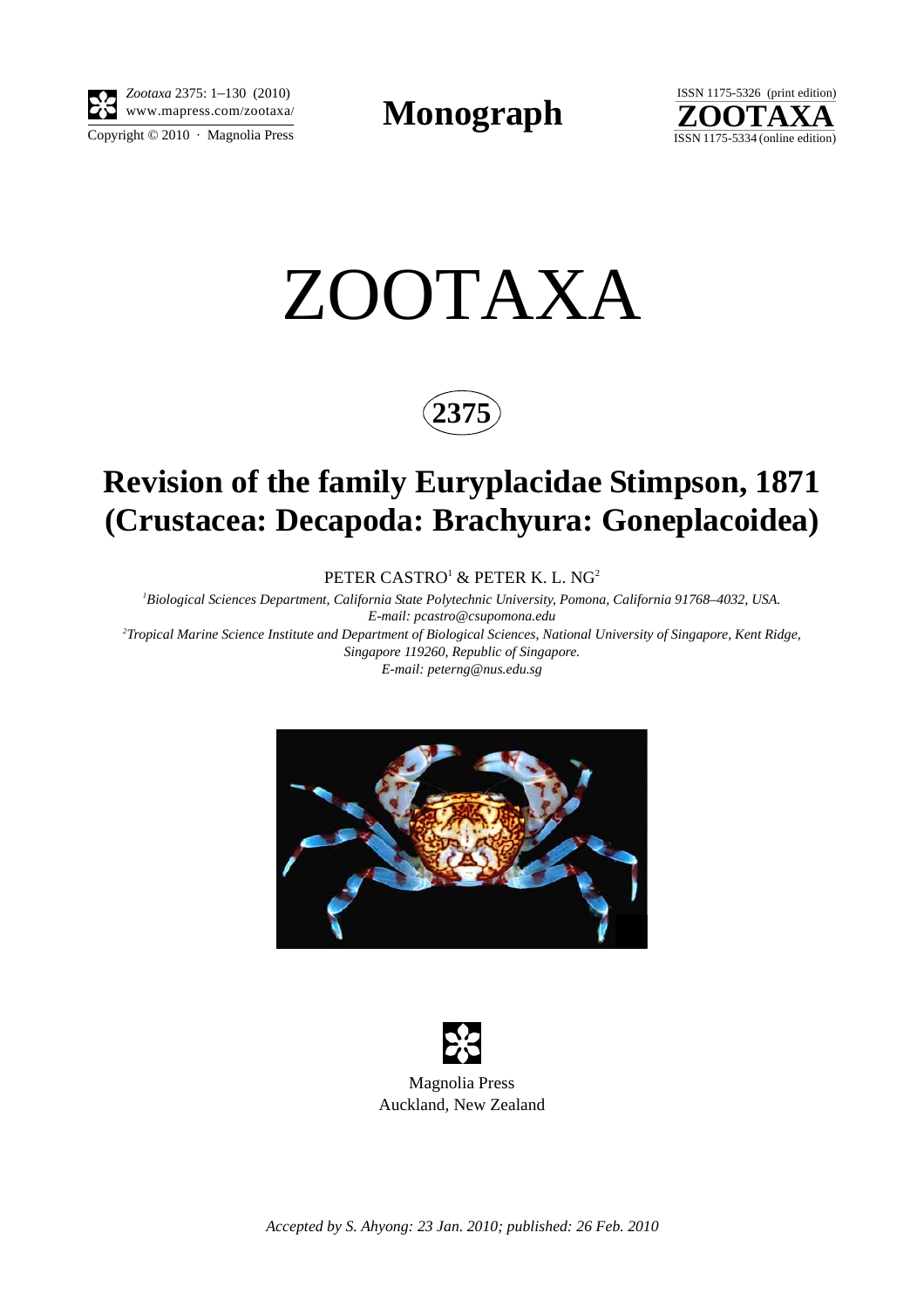*Zootaxa* 2375: 1–130 (2010)
www.mapress.com/zootaxa/
Copyright © 2010 · Magnolia Press

**Monograph**

ISSN 1175-5326 (print edition)
**ZOOTAXA**
ISSN 1175-5334 (online edition)

# ZOOTAXA

**2375**

# Revision of the family Euryplacidae Stimpson, 1871 (Crustacea: Decapoda: Brachyura: Goneplacoidea)

PETER CASTRO[1] & PETER K. L. NG[2]

[1]*Biological Sciences Department, California State Polytechnic University, Pomona, California 91768–4032, USA.*
*E-mail: pcastro@csupomona.edu*
[2]*Tropical Marine Science Institute and Department of Biological Sciences, National University of Singapore, Kent Ridge, Singapore 119260, Republic of Singapore.*
*E-mail: peterng@nus.edu.sg*

Magnolia Press
Auckland, New Zealand

*Accepted by S. Ahyong: 23 Jan. 2010; published: 26 Feb. 2010*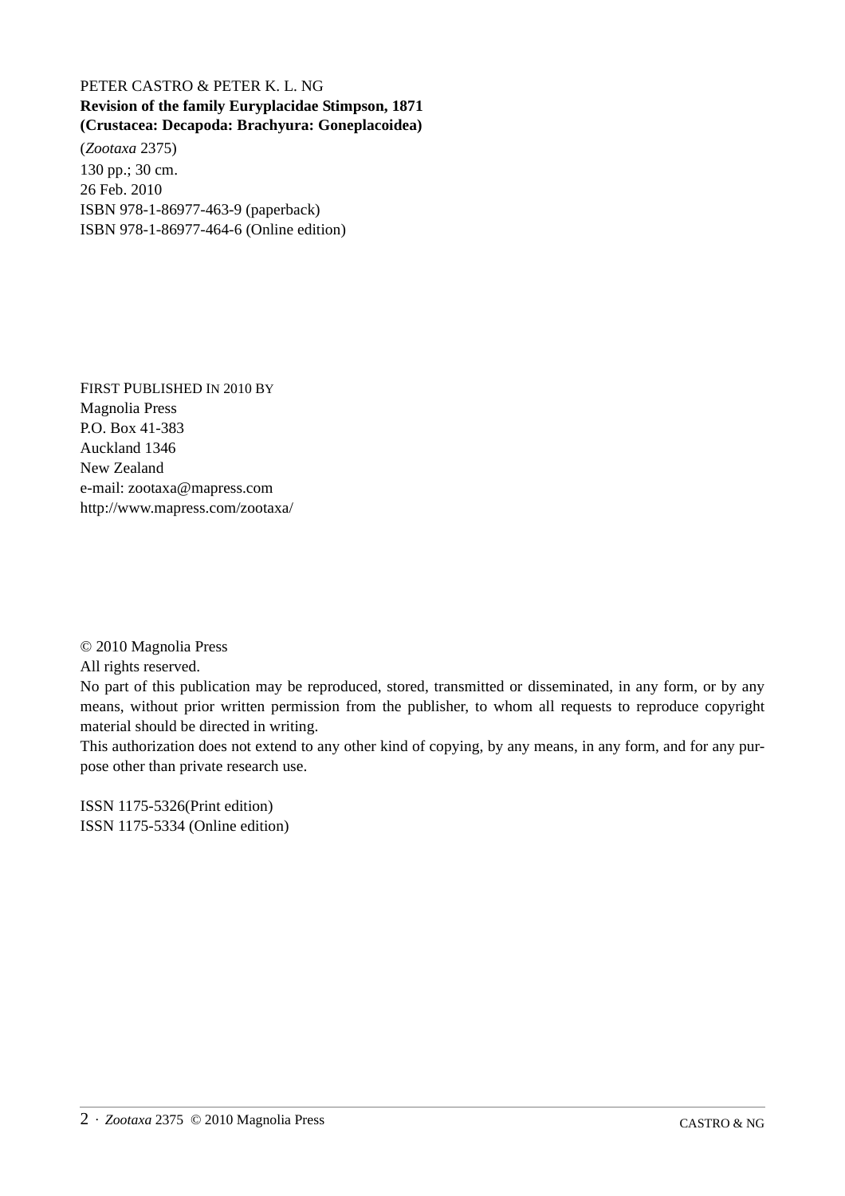PETER CASTRO & PETER K. L. NG
**Revision of the family Euryplacidae Stimpson, 1871**
**(Crustacea: Decapoda: Brachyura: Goneplacoidea)**
(*Zootaxa* 2375)
130 pp.; 30 cm.
26 Feb. 2010
ISBN 978-1-86977-463-9 (paperback)
ISBN 978-1-86977-464-6 (Online edition)

FIRST PUBLISHED IN 2010 BY
Magnolia Press
P.O. Box 41-383
Auckland 1346
New Zealand
e-mail: zootaxa@mapress.com
http://www.mapress.com/zootaxa/

© 2010 Magnolia Press
All rights reserved.
No part of this publication may be reproduced, stored, transmitted or disseminated, in any form, or by any means, without prior written permission from the publisher, to whom all requests to reproduce copyright material should be directed in writing.
This authorization does not extend to any other kind of copying, by any means, in any form, and for any purpose other than private research use.

ISSN 1175-5326(Print edition)
ISSN 1175-5334 (Online edition)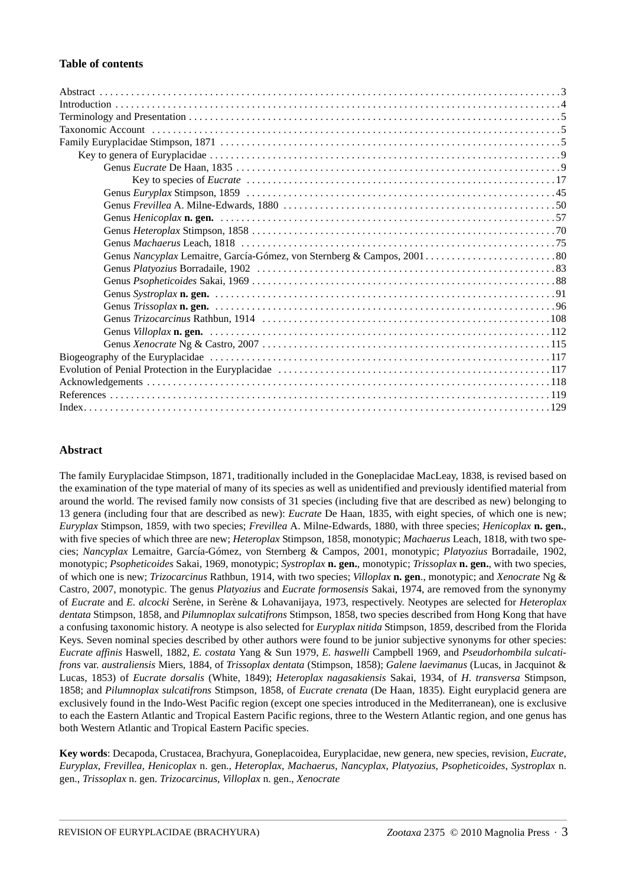## Table of contents

- Abstract . . . 3
- Introduction . . . 4
- Terminology and Presentation . . . 5
- Taxonomic Account . . . 5
- Family Euryplacidae Stimpson, 1871 . . . 5
  - Key to genera of Euryplacidae . . . 9
    - Genus *Eucrate* De Haan, 1835 . . . 9
      - Key to species of *Eucrate* . . . 17
    - Genus *Euryplax* Stimpson, 1859 . . . 45
    - Genus *Frevillea* A. Milne-Edwards, 1880 . . . 50
    - Genus *Henicoplax* **n. gen.** . . . 57
    - Genus *Heteroplax* Stimpson, 1858 . . . 70
    - Genus *Machaerus* Leach, 1818 . . . 75
    - Genus *Nancyplax* Lemaitre, García-Gómez, von Sternberg & Campos, 2001 . . . 80
    - Genus *Platyozius* Borradaile, 1902 . . . 83
    - Genus *Psopheticoides* Sakai, 1969 . . . 88
    - Genus *Systroplax* **n. gen.** . . . 91
    - Genus *Trissoplax* **n. gen.** . . . 96
    - Genus *Trizocarcinus* Rathbun, 1914 . . . 108
    - Genus *Villoplax* **n. gen.** . . . 112
    - Genus *Xenocrate* Ng & Castro, 2007 . . . 115
- Biogeography of the Euryplacidae . . . 117
- Evolution of Penial Protection in the Euryplacidae . . . 117
- Acknowledgements . . . 118
- References . . . 119
- Index . . . 129

## Abstract

The family Euryplacidae Stimpson, 1871, traditionally included in the Goneplacidae MacLeay, 1838, is revised based on the examination of the type material of many of its species as well as unidentified and previously identified material from around the world. The revised family now consists of 31 species (including five that are described as new) belonging to 13 genera (including four that are described as new): *Eucrate* De Haan, 1835, with eight species, of which one is new; *Euryplax* Stimpson, 1859, with two species; *Frevillea* A. Milne-Edwards, 1880, with three species; *Henicoplax* **n. gen.**, with five species of which three are new; *Heteroplax* Stimpson, 1858, monotypic; *Machaerus* Leach, 1818, with two species; *Nancyplax* Lemaitre, García-Gómez, von Sternberg & Campos, 2001, monotypic; *Platyozius* Borradaile, 1902, monotypic; *Psopheticoides* Sakai, 1969, monotypic; *Systroplax* **n. gen.**, monotypic; *Trissoplax* **n. gen.**, with two species, of which one is new; *Trizocarcinus* Rathbun, 1914, with two species; *Villoplax* **n. gen.**, monotypic; and *Xenocrate* Ng & Castro, 2007, monotypic. The genus *Platyozius* and *Eucrate formosensis* Sakai, 1974, are removed from the synonymy of *Eucrate* and *E. alcocki* Serène, in Serène & Lohavanijaya, 1973, respectively. Neotypes are selected for *Heteroplax dentata* Stimpson, 1858, and *Pilumnoplax sulcatifrons* Stimpson, 1858, two species described from Hong Kong that have a confusing taxonomic history. A neotype is also selected for *Euryplax nitida* Stimpson, 1859, described from the Florida Keys. Seven nominal species described by other authors were found to be junior subjective synonyms for other species: *Eucrate affinis* Haswell, 1882, *E. costata* Yang & Sun 1979, *E. haswelli* Campbell 1969, and *Pseudorhombila sulcatifrons* var. *australiensis* Miers, 1884, of *Trissoplax dentata* (Stimpson, 1858); *Galene laevimanus* (Lucas, in Jacquinot & Lucas, 1853) of *Eucrate dorsalis* (White, 1849); *Heteroplax nagasakiensis* Sakai, 1934, of *H. transversa* Stimpson, 1858; and *Pilumnoplax sulcatifrons* Stimpson, 1858, of *Eucrate crenata* (De Haan, 1835). Eight euryplacid genera are exclusively found in the Indo-West Pacific region (except one species introduced in the Mediterranean), one is exclusive to each the Eastern Atlantic and Tropical Eastern Pacific regions, three to the Western Atlantic region, and one genus has both Western Atlantic and Tropical Eastern Pacific species.

**Key words**: Decapoda, Crustacea, Brachyura, Goneplacoidea, Euryplacidae, new genera, new species, revision, *Eucrate*, *Euryplax*, *Frevillea*, *Henicoplax* n. gen., *Heteroplax*, *Machaerus*, *Nancyplax*, *Platyozius*, *Psopheticoides*, *Systroplax* n. gen., *Trissoplax* n. gen. *Trizocarcinus*, *Villoplax* n. gen., *Xenocrate*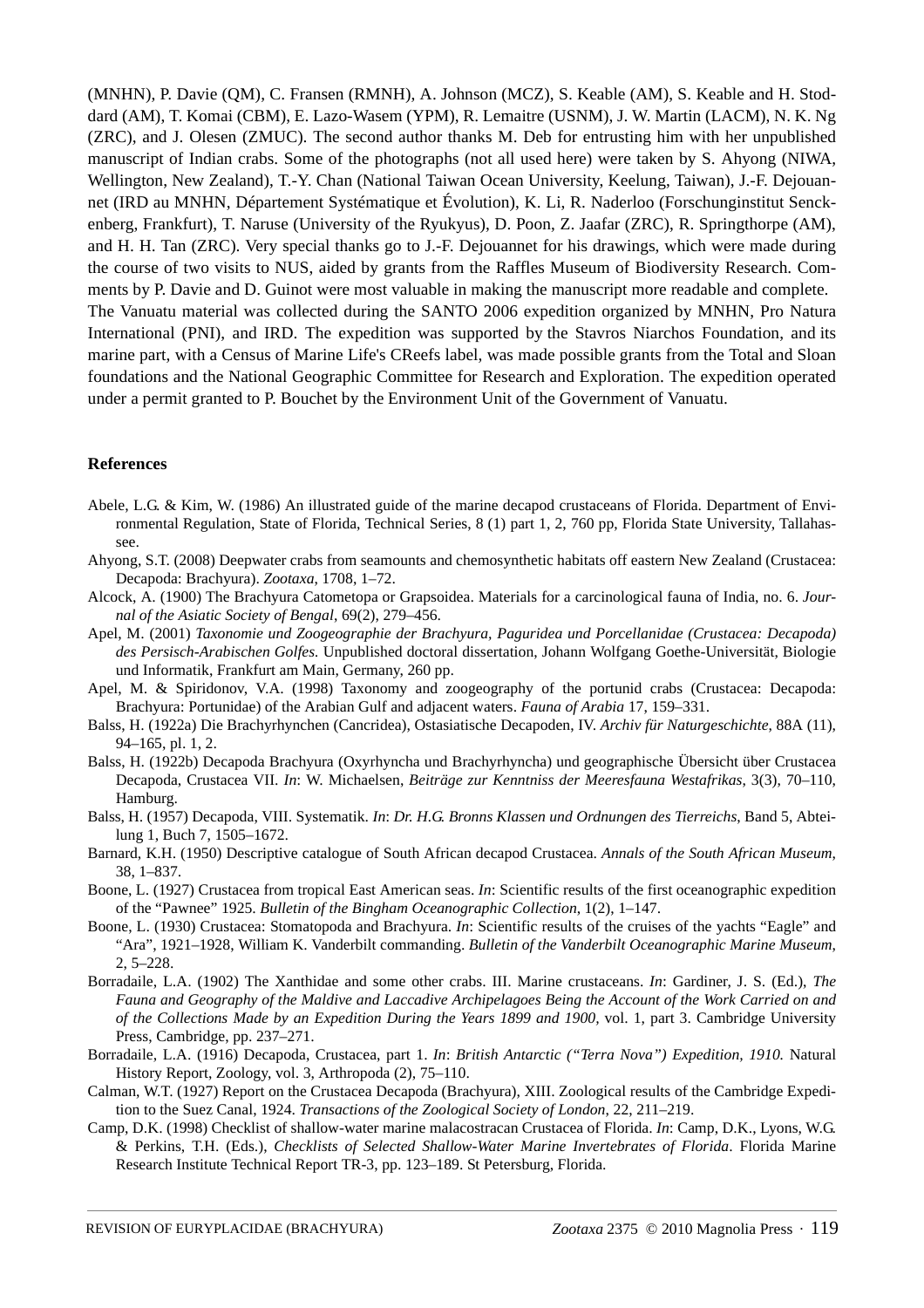(MNHN), P. Davie (QM), C. Fransen (RMNH), A. Johnson (MCZ), S. Keable (AM), S. Keable and H. Stoddard (AM), T. Komai (CBM), E. Lazo-Wasem (YPM), R. Lemaitre (USNM), J. W. Martin (LACM), N. K. Ng (ZRC), and J. Olesen (ZMUC). The second author thanks M. Deb for entrusting him with her unpublished manuscript of Indian crabs. Some of the photographs (not all used here) were taken by S. Ahyong (NIWA, Wellington, New Zealand), T.-Y. Chan (National Taiwan Ocean University, Keelung, Taiwan), J.-F. Dejouannet (IRD au MNHN, Département Systématique et Évolution), K. Li, R. Naderloo (Forschunginstitut Senckenberg, Frankfurt), T. Naruse (University of the Ryukyus), D. Poon, Z. Jaafar (ZRC), R. Springthorpe (AM), and H. H. Tan (ZRC). Very special thanks go to J.-F. Dejouannet for his drawings, which were made during the course of two visits to NUS, aided by grants from the Raffles Museum of Biodiversity Research. Comments by P. Davie and D. Guinot were most valuable in making the manuscript more readable and complete.
The Vanuatu material was collected during the SANTO 2006 expedition organized by MNHN, Pro Natura International (PNI), and IRD. The expedition was supported by the Stavros Niarchos Foundation, and its marine part, with a Census of Marine Life's CReefs label, was made possible grants from the Total and Sloan foundations and the National Geographic Committee for Research and Exploration. The expedition operated under a permit granted to P. Bouchet by the Environment Unit of the Government of Vanuatu.

## References

Abele, L.G. & Kim, W. (1986) An illustrated guide of the marine decapod crustaceans of Florida. Department of Environmental Regulation, State of Florida, Technical Series, 8 (1) part 1, 2, 760 pp, Florida State University, Tallahassee.

Ahyong, S.T. (2008) Deepwater crabs from seamounts and chemosynthetic habitats off eastern New Zealand (Crustacea: Decapoda: Brachyura). *Zootaxa*, 1708, 1–72.

Alcock, A. (1900) The Brachyura Catometopa or Grapsoidea. Materials for a carcinological fauna of India, no. 6. *Journal of the Asiatic Society of Bengal*, 69(2), 279–456.

Apel, M. (2001) *Taxonomie und Zoogeographie der Brachyura, Paguridea und Porcellanidae (Crustacea: Decapoda) des Persisch-Arabischen Golfes.* Unpublished doctoral dissertation, Johann Wolfgang Goethe-Universität, Biologie und Informatik, Frankfurt am Main, Germany, 260 pp.

Apel, M. & Spiridonov, V.A. (1998) Taxonomy and zoogeography of the portunid crabs (Crustacea: Decapoda: Brachyura: Portunidae) of the Arabian Gulf and adjacent waters. *Fauna of Arabia* 17, 159–331.

Balss, H. (1922a) Die Brachyrhynchen (Cancridea), Ostasiatische Decapoden, IV. *Archiv für Naturgeschichte*, 88A (11), 94–165, pl. 1, 2.

Balss, H. (1922b) Decapoda Brachyura (Oxyrhyncha und Brachyrhyncha) und geographische Übersicht über Crustacea Decapoda, Crustacea VII. *In*: W. Michaelsen, *Beiträge zur Kenntniss der Meeresfauna Westafrikas*, 3(3), 70–110, Hamburg.

Balss, H. (1957) Decapoda, VIII. Systematik. *In*: *Dr. H.G. Bronns Klassen und Ordnungen des Tierreichs*, Band 5, Abteilung 1, Buch 7, 1505–1672.

Barnard, K.H. (1950) Descriptive catalogue of South African decapod Crustacea. *Annals of the South African Museum*, 38, 1–837.

Boone, L. (1927) Crustacea from tropical East American seas. *In*: Scientific results of the first oceanographic expedition of the "Pawnee" 1925. *Bulletin of the Bingham Oceanographic Collection*, 1(2), 1–147.

Boone, L. (1930) Crustacea: Stomatopoda and Brachyura. *In*: Scientific results of the cruises of the yachts "Eagle" and "Ara", 1921–1928, William K. Vanderbilt commanding. *Bulletin of the Vanderbilt Oceanographic Marine Museum*, 2, 5–228.

Borradaile, L.A. (1902) The Xanthidae and some other crabs. III. Marine crustaceans. *In*: Gardiner, J. S. (Ed.), *The Fauna and Geography of the Maldive and Laccadive Archipelagoes Being the Account of the Work Carried on and of the Collections Made by an Expedition During the Years 1899 and 1900*, vol. 1, part 3. Cambridge University Press, Cambridge, pp. 237–271.

Borradaile, L.A. (1916) Decapoda, Crustacea, part 1. *In*: *British Antarctic ("Terra Nova") Expedition, 1910.* Natural History Report, Zoology, vol. 3, Arthropoda (2), 75–110.

Calman, W.T. (1927) Report on the Crustacea Decapoda (Brachyura), XIII. Zoological results of the Cambridge Expedition to the Suez Canal, 1924. *Transactions of the Zoological Society of London*, 22, 211–219.

Camp, D.K. (1998) Checklist of shallow-water marine malacostracan Crustacea of Florida. *In*: Camp, D.K., Lyons, W.G. & Perkins, T.H. (Eds.), *Checklists of Selected Shallow-Water Marine Invertebrates of Florida*. Florida Marine Research Institute Technical Report TR-3, pp. 123–189. St Petersburg, Florida.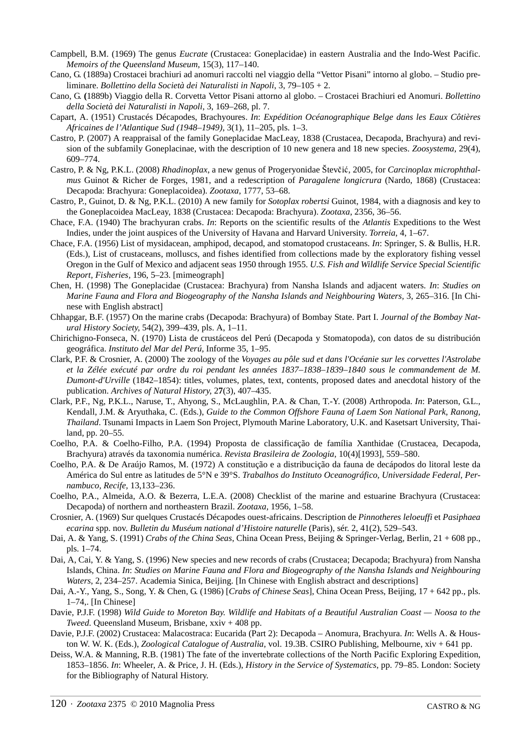Campbell, B.M. (1969) The genus *Eucrate* (Crustacea: Goneplacidae) in eastern Australia and the Indo-West Pacific. *Memoirs of the Queensland Museum*, 15(3), 117–140.

Cano, G. (1889a) Crostacei brachiuri ad anomuri raccolti nel viaggio della "Vettor Pisani" intorno al globo. – Studio preliminare. *Bollettino della Società dei Naturalisti in Napoli*, 3, 79–105 + 2.

Cano, G. **(**1889b) Viaggio della R. Corvetta Vettor Pisani attorno al globo. – Crostacei Brachiuri ed Anomuri. *Bollettino della Società dei Naturalisti in Napoli,* 3, 169–268, pl. 7.

Capart, A. (1951) Crustacés Décapodes, Brachyoures. *In*: *Expédition Océanographique Belge dans les Eaux Côtières Africaines de l'Atlantique Sud (1948–1949)*, 3(1), 11–205, pls. 1–3.

Castro, P. (2007) A reappraisal of the family Goneplacidae MacLeay, 1838 (Crustacea, Decapoda, Brachyura) and revision of the subfamily Goneplacinae, with the description of 10 new genera and 18 new species. *Zoosystema*, 29(4), 609–774.

Castro, P. & Ng, P.K.L. (2008) *Rhadinoplax*, a new genus of Progeryonidae Števčić, 2005, for *Carcinoplax microphthalmus* Guinot & Richer de Forges, 1981, and a redescription of *Paragalene longicrura* (Nardo, 1868) (Crustacea: Decapoda: Brachyura: Goneplacoidea). *Zootaxa,* 1777, 53–68.

Castro, P., Guinot, D. & Ng, P.K.L. (2010) A new family for *Sotoplax robertsi* Guinot, 1984, with a diagnosis and key to the Goneplacoidea MacLeay, 1838 (Crustacea: Decapoda: Brachyura). *Zootaxa,* 2356, 36–56.

Chace, F.A. (1940) The brachyuran crabs. *In*: Reports on the scientific results of the *Atlantis* Expeditions to the West Indies, under the joint auspices of the University of Havana and Harvard University. *Torreia*, 4, 1–67.

Chace, F.A. (1956) List of mysidacean, amphipod, decapod, and stomatopod crustaceans. *In*: Springer, S. & Bullis, H.R. (Eds.), List of crustaceans, molluscs, and fishes identified from collections made by the exploratory fishing vessel Oregon in the Gulf of Mexico and adjacent seas 1950 through 1955. *U.S. Fish and Wildlife Service Special Scientific Report, Fisheries,* 196, 5–23. [mimeograph]

Chen, H. (1998) The Goneplacidae (Crustacea: Brachyura) from Nansha Islands and adjacent waters. *In*: *Studies on Marine Fauna and Flora and Biogeography of the Nansha Islands and Neighbouring Waters,* 3, 265–316. [In Chinese with English abstract]

Chhapgar, B.F. (1957) On the marine crabs (Decapoda: Brachyura) of Bombay State. Part I. *Journal of the Bombay Natural History Society*, 54(2), 399–439, pls. A, 1–11.

Chirichigno-Fonseca, N. (1970) Lista de crustáceos del Perú (Decapoda y Stomatopoda), con datos de su distribución geográfica. *Instituto del Mar del Perú*, Informe 35, 1–95.

Clark, P.F. & Crosnier, A. (2000) The zoology of the *Voyages au pôle sud et dans l'Océanie sur les corvettes l'Astrolabe et la Zélée exécuté par ordre du roi pendant les années 1837–1838–1839–1840 sous le commandement de M. Dumont-d'Urville* (1842–1854): titles, volumes, plates, text, contents, proposed dates and anecdotal history of the publication. *Archives of Natural History,* 2**7**(3), 407–435.

Clark, P.F., Ng, P.K.L., Naruse, T., Ahyong, S., McLaughlin, P.A. & Chan, T.-Y. (2008) Arthropoda. *In*: Paterson, G.L., Kendall, J.M. & Aryuthaka, C. (Eds.), *Guide to the Common Offshore Fauna of Laem Son National Park, Ranong, Thailand*. Tsunami Impacts in Laem Son Project, Plymouth Marine Laboratory, U.K. and Kasetsart University, Thailand, pp. 20–55.

Coelho, P.A. & Coelho-Filho, P.A. (1994) Proposta de classificação de família Xanthidae (Crustacea, Decapoda, Brachyura) através da taxonomia numérica. *Revista Brasileira de Zoologia*, 10(4)[1993], 559–580.

Coelho, P.A. & De Araújo Ramos, M. (1972) A constitução e a distribucição da fauna de decápodos do litoral leste da América do Sul entre as latitudes de 5°N e 39°S. *Trabalhos do Instituto Oceanográfico, Universidade Federal, Pernambuco, Recife,* 13,133–236.

Coelho, P.A., Almeida, A.O. & Bezerra, L.E.A. (2008) Checklist of the marine and estuarine Brachyura (Crustacea: Decapoda) of northern and northeastern Brazil. *Zootaxa,* 1956, 1–58.

Crosnier, A. (1969) Sur quelques Crustacés Décapodes ouest-africains. Description de *Pinnotheres leloeuffi* et *Pasiphaea ecarina* spp. nov. *Bulletin du Muséum national d'Histoire naturelle* (Paris), sér. 2, 41(2), 529–543.

Dai, A. & Yang, S. (1991) *Crabs of the China Seas*, China Ocean Press, Beijing & Springer-Verlag, Berlin, 21 + 608 pp., pls. 1–74.

Dai, A, Cai, Y. & Yang, S. (1996) New species and new records of crabs (Crustacea; Decapoda; Brachyura) from Nansha Islands, China. *In*: *Studies on Marine Fauna and Flora and Biogeography of the Nansha Islands and Neighbouring Waters*, 2, 234–257. Academia Sinica, Beijing. [In Chinese with English abstract and descriptions]

Dai, A.-Y., Yang, S., Song, Y. & Chen, G. (1986) [*Crabs of Chinese Seas*], China Ocean Press, Beijing, 17 + 642 pp., pls. 1–74,. [In Chinese]

Davie, P.J.F. (1998) *Wild Guide to Moreton Bay. Wildlife and Habitats of a Beautiful Australian Coast — Noosa to the Tweed.* Queensland Museum, Brisbane, xxiv + 408 pp.

Davie, P.J.F. (2002) Crustacea: Malacostraca: Eucarida (Part 2): Decapoda – Anomura, Brachyura. *In*: Wells A. & Houston W. W. K. (Eds.), *Zoological Catalogue of Australia*, vol. 19.3B. CSIRO Publishing, Melbourne, xiv + 641 pp.

Deiss, W.A. & Manning, R.B. (1981) The fate of the invertebrate collections of the North Pacific Exploring Expedition, 1853–1856. *In*: Wheeler, A. & Price, J. H. (Eds.), *History in the Service of Systematics*, pp. 79–85. London: Society for the Bibliography of Natural History.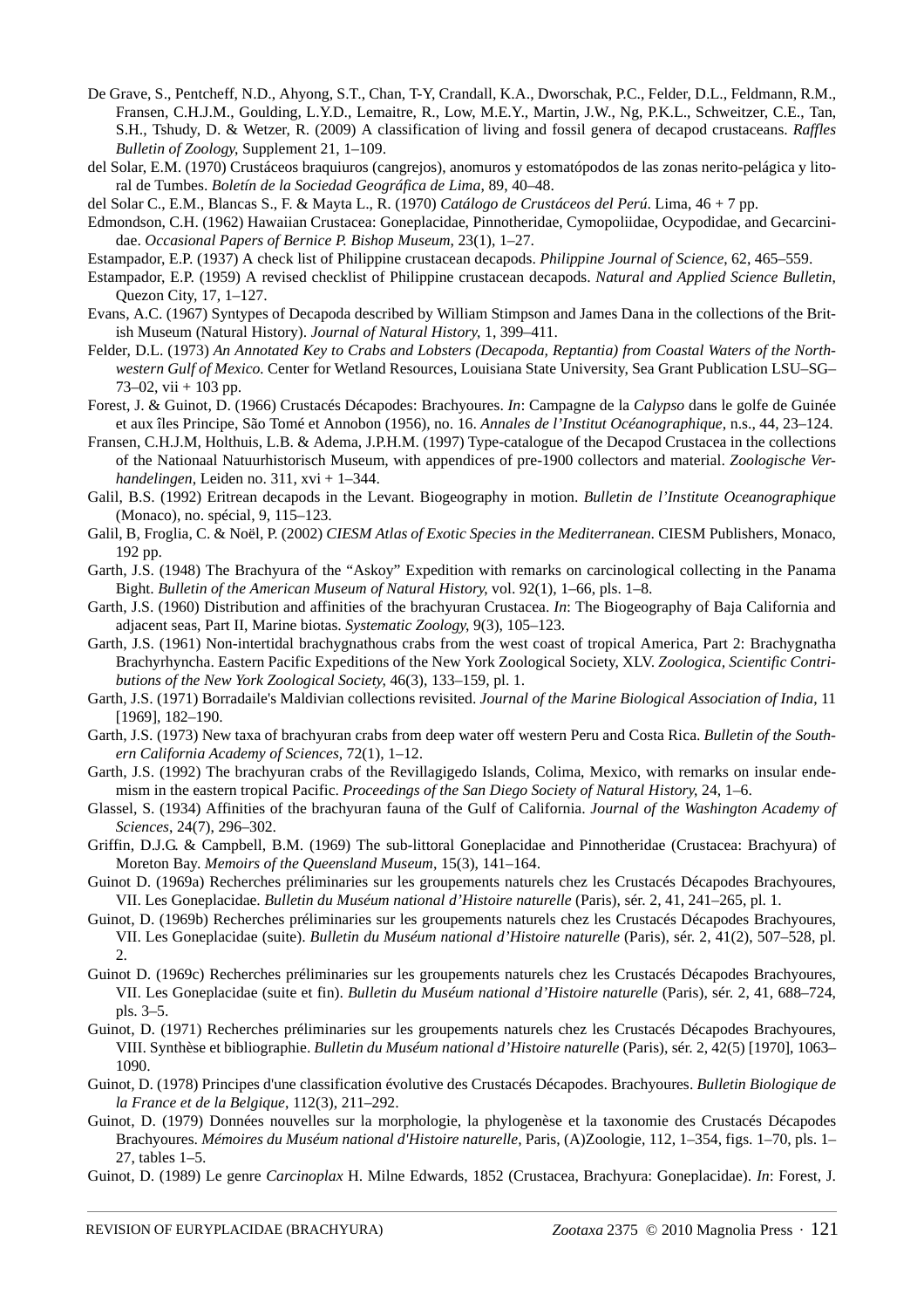De Grave, S., Pentcheff, N.D., Ahyong, S.T., Chan, T-Y, Crandall, K.A., Dworschak, P.C., Felder, D.L., Feldmann, R.M., Fransen, C.H.J.M., Goulding, L.Y.D., Lemaitre, R., Low, M.E.Y., Martin, J.W., Ng, P.K.L., Schweitzer, C.E., Tan, S.H., Tshudy, D. & Wetzer, R. (2009) A classification of living and fossil genera of decapod crustaceans. *Raffles Bulletin of Zoology*, Supplement 21, 1–109.

del Solar, E.M. (1970) Crustáceos braquiuros (cangrejos), anomuros y estomatópodos de las zonas nerito-pelágica y litoral de Tumbes. *Boletín de la Sociedad Geográfica de Lima*, 89, 40–48.

del Solar C., E.M., Blancas S., F. & Mayta L., R. (1970) *Catálogo de Crustáceos del Perú*. Lima, 46 + 7 pp.

Edmondson, C.H. (1962) Hawaiian Crustacea: Goneplacidae, Pinnotheridae, Cymopoliidae, Ocypodidae, and Gecarcinidae. *Occasional Papers of Bernice P. Bishop Museum*, 23(1), 1–27.

Estampador, E.P. (1937) A check list of Philippine crustacean decapods. *Philippine Journal of Science*, 62, 465–559.

Estampador, E.P. (1959) A revised checklist of Philippine crustacean decapods. *Natural and Applied Science Bulletin*, Quezon City, 17, 1–127.

Evans, A.C. (1967) Syntypes of Decapoda described by William Stimpson and James Dana in the collections of the British Museum (Natural History). *Journal of Natural History*, 1, 399–411.

Felder, D.L. (1973) *An Annotated Key to Crabs and Lobsters (Decapoda, Reptantia) from Coastal Waters of the Northwestern Gulf of Mexico.* Center for Wetland Resources, Louisiana State University, Sea Grant Publication LSU–SG–73–02, vii + 103 pp.

Forest, J. & Guinot, D. (1966) Crustacés Décapodes: Brachyoures. *In*: Campagne de la *Calypso* dans le golfe de Guinée et aux îles Principe, São Tomé et Annobon (1956), no. 16. *Annales de l'Institut Océanographique*, n.s., 44, 23–124.

Fransen, C.H.J.M, Holthuis, L.B. & Adema, J.P.H.M. (1997) Type-catalogue of the Decapod Crustacea in the collections of the Nationaal Natuurhistorisch Museum, with appendices of pre-1900 collectors and material. *Zoologische Verhandelingen*, Leiden no. 311, xvi + 1–344.

Galil, B.S. (1992) Eritrean decapods in the Levant. Biogeography in motion. *Bulletin de l'Institute Oceanographique* (Monaco), no. spécial, 9, 115–123.

Galil, B, Froglia, C. & Noël, P. (2002) *CIESM Atlas of Exotic Species in the Mediterranean.* CIESM Publishers, Monaco, 192 pp.

Garth, J.S. (1948) The Brachyura of the "Askoy" Expedition with remarks on carcinological collecting in the Panama Bight. *Bulletin of the American Museum of Natural History*, vol. 92(1), 1–66, pls. 1–8.

Garth, J.S. (1960) Distribution and affinities of the brachyuran Crustacea. *In*: The Biogeography of Baja California and adjacent seas, Part II, Marine biotas. *Systematic Zoology*, 9(3), 105–123.

Garth, J.S. (1961) Non-intertidal brachygnathous crabs from the west coast of tropical America, Part 2: Brachygnatha Brachyrhyncha. Eastern Pacific Expeditions of the New York Zoological Society, XLV. *Zoologica, Scientific Contributions of the New York Zoological Society*, 46(3), 133–159, pl. 1.

Garth, J.S. (1971) Borradaile's Maldivian collections revisited. *Journal of the Marine Biological Association of India*, 11 [1969], 182–190.

Garth, J.S. (1973) New taxa of brachyuran crabs from deep water off western Peru and Costa Rica. *Bulletin of the Southern California Academy of Sciences*, 72(1), 1–12.

Garth, J.S. (1992) The brachyuran crabs of the Revillagigedo Islands, Colima, Mexico, with remarks on insular endemism in the eastern tropical Pacific. *Proceedings of the San Diego Society of Natural History*, 24, 1–6.

Glassel, S. (1934) Affinities of the brachyuran fauna of the Gulf of California. *Journal of the Washington Academy of Sciences*, 24(7), 296–302.

Griffin, D.J.G. & Campbell, B.M. (1969) The sub-littoral Goneplacidae and Pinnotheridae (Crustacea: Brachyura) of Moreton Bay. *Memoirs of the Queensland Museum*, 15(3), 141–164.

Guinot D. (1969a) Recherches préliminaries sur les groupements naturels chez les Crustacés Décapodes Brachyoures, VII. Les Goneplacidae. *Bulletin du Muséum national d'Histoire naturelle* (Paris), sér. 2, 41, 241–265, pl. 1.

Guinot, D. (1969b) Recherches préliminaries sur les groupements naturels chez les Crustacés Décapodes Brachyoures, VII. Les Goneplacidae (suite). *Bulletin du Muséum national d'Histoire naturelle* (Paris), sér. 2, 41(2), 507–528, pl. 2.

Guinot D. (1969c) Recherches préliminaries sur les groupements naturels chez les Crustacés Décapodes Brachyoures, VII. Les Goneplacidae (suite et fin). *Bulletin du Muséum national d'Histoire naturelle* (Paris), sér. 2, 41, 688–724, pls. 3–5.

Guinot, D. (1971) Recherches préliminaries sur les groupements naturels chez les Crustacés Décapodes Brachyoures, VIII. Synthèse et bibliographie. *Bulletin du Muséum national d'Histoire naturelle* (Paris), sér. 2, 42(5) [1970], 1063–1090.

Guinot, D. (1978) Principes d'une classification évolutive des Crustacés Décapodes. Brachyoures. *Bulletin Biologique de la France et de la Belgique*, 112(3), 211–292.

Guinot, D. (1979) Données nouvelles sur la morphologie, la phylogenèse et la taxonomie des Crustacés Décapodes Brachyoures. *Mémoires du Muséum national d'Histoire naturelle*, Paris, (A)Zoologie, 112, 1–354, figs. 1–70, pls. 1–27, tables 1–5.

Guinot, D. (1989) Le genre *Carcinoplax* H. Milne Edwards, 1852 (Crustacea, Brachyura: Goneplacidae). *In*: Forest, J.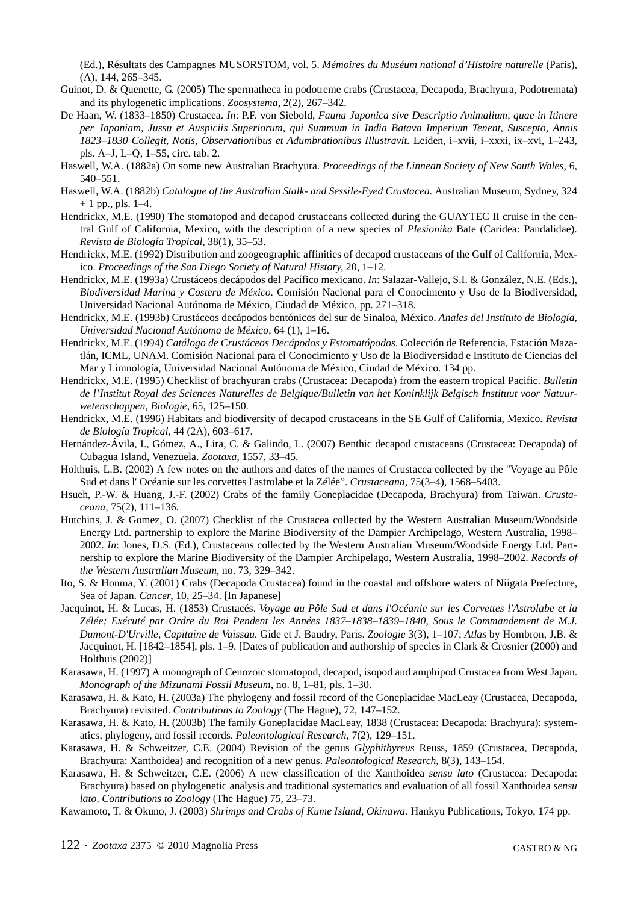(Ed.), Résultats des Campagnes MUSORSTOM, vol. 5. *Mémoires du Muséum national d'Histoire naturelle* (Paris), (A), 144, 265–345.

Guinot, D. & Quenette, G. (2005) The spermatheca in podotreme crabs (Crustacea, Decapoda, Brachyura, Podotremata) and its phylogenetic implications. *Zoosystema*, 2(2), 267–342.

De Haan, W. (1833–1850) Crustacea. *In*: P.F. von Siebold, *Fauna Japonica sive Descriptio Animalium, quae in Itinere per Japoniam, Jussu et Auspiciis Superiorum, qui Summum in India Batava Imperium Tenent, Suscepto, Annis 1823–1830 Collegit, Notis, Observationibus et Adumbrationibus Illustravit.* Leiden, i–xvii, i–xxxi, ix–xvi, 1–243, pls. A–J, L–Q, 1–55, circ. tab. 2.

Haswell, W.A. (1882a) On some new Australian Brachyura. *Proceedings of the Linnean Society of New South Wales*, 6, 540–551.

Haswell, W.A. (1882b) *Catalogue of the Australian Stalk- and Sessile-Eyed Crustacea.* Australian Museum, Sydney, 324 + 1 pp., pls. 1–4.

Hendrickx, M.E. (1990) The stomatopod and decapod crustaceans collected during the GUAYTEC II cruise in the central Gulf of California, Mexico, with the description of a new species of *Plesionika* Bate (Caridea: Pandalidae). *Revista de Biología Tropical*, 38(1), 35–53.

Hendrickx, M.E. (1992) Distribution and zoogeographic affinities of decapod crustaceans of the Gulf of California, Mexico. *Proceedings of the San Diego Society of Natural History*, 20, 1–12.

Hendrickx, M.E. (1993a) Crustáceos decápodos del Pacífico mexicano. *In*: Salazar-Vallejo, S.I. & González, N.E. (Eds.), *Biodiversidad Marina y Costera de México.* Comisión Nacional para el Conocimento y Uso de la Biodiversidad, Universidad Nacional Autónoma de México, Ciudad de México, pp. 271–318.

Hendrickx, M.E. (1993b) Crustáceos decápodos bentónicos del sur de Sinaloa, México. *Anales del Instituto de Biología, Universidad Nacional Autónoma de México*, 64 (1), 1–16.

Hendrickx, M.E. (1994) *Catálogo de Crustáceos Decápodos y Estomatópodos*. Colección de Referencia, Estación Mazatlán, ICML, UNAM. Comisión Nacional para el Conocimiento y Uso de la Biodiversidad e Instituto de Ciencias del Mar y Limnología, Universidad Nacional Autónoma de México, Ciudad de México. 134 pp.

Hendrickx, M.E. (1995) Checklist of brachyuran crabs (Crustacea: Decapoda) from the eastern tropical Pacific. *Bulletin de l'Institut Royal des Sciences Naturelles de Belgique/Bulletin van het Koninklijk Belgisch Instituut voor Natuurwetenschappen, Biologie*, 65, 125–150.

Hendrickx, M.E. (1996) Habitats and biodiversity of decapod crustaceans in the SE Gulf of California, Mexico. *Revista de Biología Tropical*, 44 (2A), 603–617.

Hernández-Ávila, I., Gómez, A., Lira, C. & Galindo, L. (2007) Benthic decapod crustaceans (Crustacea: Decapoda) of Cubagua Island, Venezuela. *Zootaxa*, 1557, 33–45.

Holthuis, L.B. (2002) A few notes on the authors and dates of the names of Crustacea collected by the "Voyage au Pôle Sud et dans l' Océanie sur les corvettes l'astrolabe et la Zélée". *Crustaceana*, 75(3–4), 1568–5403.

Hsueh, P.-W. & Huang, J.-F. (2002) Crabs of the family Goneplacidae (Decapoda, Brachyura) from Taiwan. *Crustaceana*, 75(2), 111–136.

Hutchins, J. & Gomez, O. (2007) Checklist of the Crustacea collected by the Western Australian Museum/Woodside Energy Ltd. partnership to explore the Marine Biodiversity of the Dampier Archipelago, Western Australia, 1998–2002. *In*: Jones, D.S. (Ed.), Crustaceans collected by the Western Australian Museum/Woodside Energy Ltd. Partnership to explore the Marine Biodiversity of the Dampier Archipelago, Western Australia, 1998–2002. *Records of the Western Australian Museum*, no. 73, 329–342.

Ito, S. & Honma, Y. (2001) Crabs (Decapoda Crustacea) found in the coastal and offshore waters of Niigata Prefecture, Sea of Japan. *Cancer*, 10, 25–34. [In Japanese]

Jacquinot, H. & Lucas, H. (1853) Crustacés. *Voyage au Pôle Sud et dans l'Océanie sur les Corvettes l'Astrolabe et la Zélée; Exécuté par Ordre du Roi Pendent les Années 1837–1838–1839–1840, Sous le Commandement de M.J. Dumont-D'Urville, Capitaine de Vaissau.* Gide et J. Baudry, Paris. *Zoologie* 3(3), 1–107; *Atlas* by Hombron, J.B. & Jacquinot, H. [1842–1854], pls. 1–9. [Dates of publication and authorship of species in Clark & Crosnier (2000) and Holthuis (2002)]

Karasawa, H. (1997) A monograph of Cenozoic stomatopod, decapod, isopod and amphipod Crustacea from West Japan. *Monograph of the Mizunami Fossil Museum*, no. 8, 1–81, pls. 1–30.

Karasawa, H. & Kato, H. (2003a) The phylogeny and fossil record of the Goneplacidae MacLeay (Crustacea, Decapoda, Brachyura) revisited. *Contributions to Zoology* (The Hague), 72, 147–152.

Karasawa, H. & Kato, H. (2003b) The family Goneplacidae MacLeay, 1838 (Crustacea: Decapoda: Brachyura): systematics, phylogeny, and fossil records. *Paleontological Research*, 7(2), 129–151.

Karasawa, H. & Schweitzer, C.E. (2004) Revision of the genus *Glyphithyreus* Reuss, 1859 (Crustacea, Decapoda, Brachyura: Xanthoidea) and recognition of a new genus. *Paleontological Research*, 8(3), 143–154.

Karasawa, H. & Schweitzer, C.E. (2006) A new classification of the Xanthoidea *sensu lato* (Crustacea: Decapoda: Brachyura) based on phylogenetic analysis and traditional systematics and evaluation of all fossil Xanthoidea *sensu lato*. *Contributions to Zoology* (The Hague) 75, 23–73.

Kawamoto, T. & Okuno, J. (2003) *Shrimps and Crabs of Kume Island, Okinawa.* Hankyu Publications, Tokyo, 174 pp.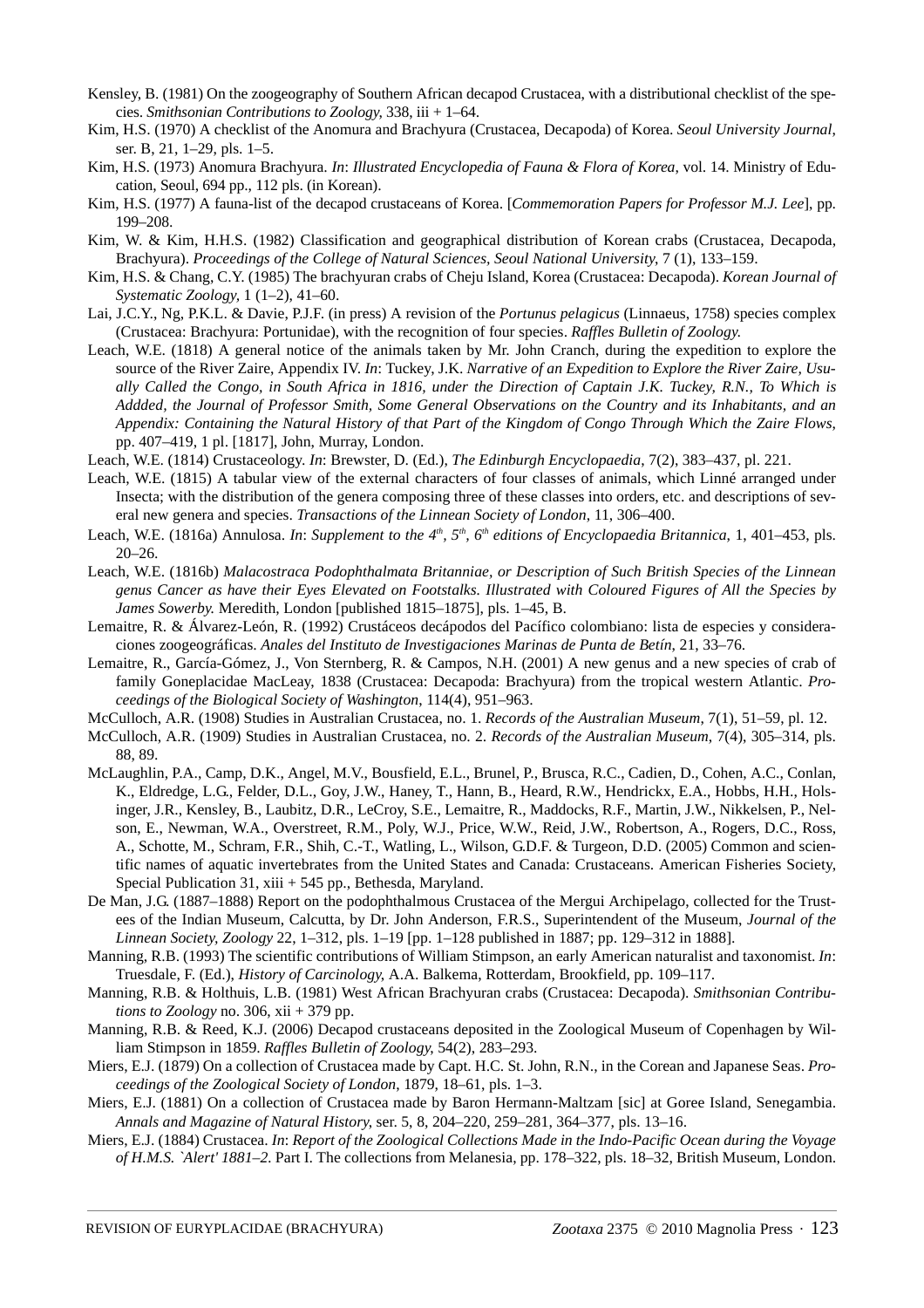Kensley, B. (1981) On the zoogeography of Southern African decapod Crustacea, with a distributional checklist of the species. *Smithsonian Contributions to Zoology*, 338, iii + 1–64.

Kim, H.S. (1970) A checklist of the Anomura and Brachyura (Crustacea, Decapoda) of Korea. *Seoul University Journal*, ser. B, 21, 1–29, pls. 1–5.

Kim, H.S. (1973) Anomura Brachyura. *In*: *Illustrated Encyclopedia of Fauna & Flora of Korea*, vol. 14. Ministry of Education, Seoul, 694 pp., 112 pls. (in Korean).

Kim, H.S. (1977) A fauna-list of the decapod crustaceans of Korea. [*Commemoration Papers for Professor M.J. Lee*], pp. 199–208.

Kim, W. & Kim, H.H.S. (1982) Classification and geographical distribution of Korean crabs (Crustacea, Decapoda, Brachyura). *Proceedings of the College of Natural Sciences, Seoul National University*, 7 (1), 133–159.

Kim, H.S. & Chang, C.Y. (1985) The brachyuran crabs of Cheju Island, Korea (Crustacea: Decapoda). *Korean Journal of Systematic Zoology*, 1 (1–2), 41–60.

Lai, J.C.Y., Ng, P.K.L. & Davie, P.J.F. (in press) A revision of the *Portunus pelagicus* (Linnaeus, 1758) species complex (Crustacea: Brachyura: Portunidae), with the recognition of four species. *Raffles Bulletin of Zoology.*

Leach, W.E. (1818) A general notice of the animals taken by Mr. John Cranch, during the expedition to explore the source of the River Zaire, Appendix IV. *In*: Tuckey, J.K. *Narrative of an Expedition to Explore the River Zaire, Usually Called the Congo, in South Africa in 1816, under the Direction of Captain J.K. Tuckey, R.N., To Which is Addded, the Journal of Professor Smith, Some General Observations on the Country and its Inhabitants, and an Appendix: Containing the Natural History of that Part of the Kingdom of Congo Through Which the Zaire Flows*, pp. 407–419, 1 pl. [1817], John, Murray, London.

Leach, W.E. (1814) Crustaceology. *In*: Brewster, D. (Ed.), *The Edinburgh Encyclopaedia*, 7(2), 383–437, pl. 221.

Leach, W.E. (1815) A tabular view of the external characters of four classes of animals, which Linné arranged under Insecta; with the distribution of the genera composing three of these classes into orders, etc. and descriptions of several new genera and species. *Transactions of the Linnean Society of London*, 11, 306–400.

Leach, W.E. (1816a) Annulosa. *In*: *Supplement to the 4th, 5th, 6th editions of Encyclopaedia Britannica*, 1, 401–453, pls. 20–26.

Leach, W.E. (1816b) *Malacostraca Podophthalmata Britanniae, or Description of Such British Species of the Linnean genus Cancer as have their Eyes Elevated on Footstalks. Illustrated with Coloured Figures of All the Species by James Sowerby.* Meredith, London [published 1815–1875], pls. 1–45, B.

Lemaitre, R. & Álvarez-León, R. (1992) Crustáceos decápodos del Pacífico colombiano: lista de especies y consideraciones zoogeográficas. *Anales del Instituto de Investigaciones Marinas de Punta de Betín*, 21, 33–76.

Lemaitre, R., García-Gómez, J., Von Sternberg, R. & Campos, N.H. (2001) A new genus and a new species of crab of family Goneplacidae MacLeay, 1838 (Crustacea: Decapoda: Brachyura) from the tropical western Atlantic. *Proceedings of the Biological Society of Washington*, 114(4), 951–963.

McCulloch, A.R. (1908) Studies in Australian Crustacea, no. 1. *Records of the Australian Museum*, 7(1), 51–59, pl. 12.

McCulloch, A.R. (1909) Studies in Australian Crustacea, no. 2. *Records of the Australian Museum*, 7(4), 305–314, pls. 88, 89.

McLaughlin, P.A., Camp, D.K., Angel, M.V., Bousfield, E.L., Brunel, P., Brusca, R.C., Cadien, D., Cohen, A.C., Conlan, K., Eldredge, L.G., Felder, D.L., Goy, J.W., Haney, T., Hann, B., Heard, R.W., Hendrickx, E.A., Hobbs, H.H., Holsinger, J.R., Kensley, B., Laubitz, D.R., LeCroy, S.E., Lemaitre, R., Maddocks, R.F., Martin, J.W., Nikkelsen, P., Nelson, E., Newman, W.A., Overstreet, R.M., Poly, W.J., Price, W.W., Reid, J.W., Robertson, A., Rogers, D.C., Ross, A., Schotte, M., Schram, F.R., Shih, C.-T., Watling, L., Wilson, G.D.F. & Turgeon, D.D. (2005) Common and scientific names of aquatic invertebrates from the United States and Canada: Crustaceans. American Fisheries Society, Special Publication 31, xiii + 545 pp., Bethesda, Maryland.

De Man, J.G. (1887–1888) Report on the podophthalmous Crustacea of the Mergui Archipelago, collected for the Trustees of the Indian Museum, Calcutta, by Dr. John Anderson, F.R.S., Superintendent of the Museum, *Journal of the Linnean Society, Zoology* 22, 1–312, pls. 1–19 [pp. 1–128 published in 1887; pp. 129–312 in 1888].

Manning, R.B. (1993) The scientific contributions of William Stimpson, an early American naturalist and taxonomist. *In*: Truesdale, F. (Ed.), *History of Carcinology*, A.A. Balkema, Rotterdam, Brookfield, pp. 109–117.

Manning, R.B. & Holthuis, L.B. (1981) West African Brachyuran crabs (Crustacea: Decapoda). *Smithsonian Contributions to Zoology* no. 306, xii + 379 pp.

Manning, R.B. & Reed, K.J. (2006) Decapod crustaceans deposited in the Zoological Museum of Copenhagen by William Stimpson in 1859. *Raffles Bulletin of Zoology*, 54(2), 283–293.

Miers, E.J. (1879) On a collection of Crustacea made by Capt. H.C. St. John, R.N., in the Corean and Japanese Seas. *Proceedings of the Zoological Society of London*, 1879, 18–61, pls. 1–3.

Miers, E.J. (1881) On a collection of Crustacea made by Baron Hermann-Maltzam [sic] at Goree Island, Senegambia. *Annals and Magazine of Natural History*, ser. 5, 8, 204–220, 259–281, 364–377, pls. 13–16.

Miers, E.J. (1884) Crustacea. *In*: *Report of the Zoological Collections Made in the Indo-Pacific Ocean during the Voyage of H.M.S. `Alert' 1881–2.* Part I. The collections from Melanesia, pp. 178–322, pls. 18–32, British Museum, London.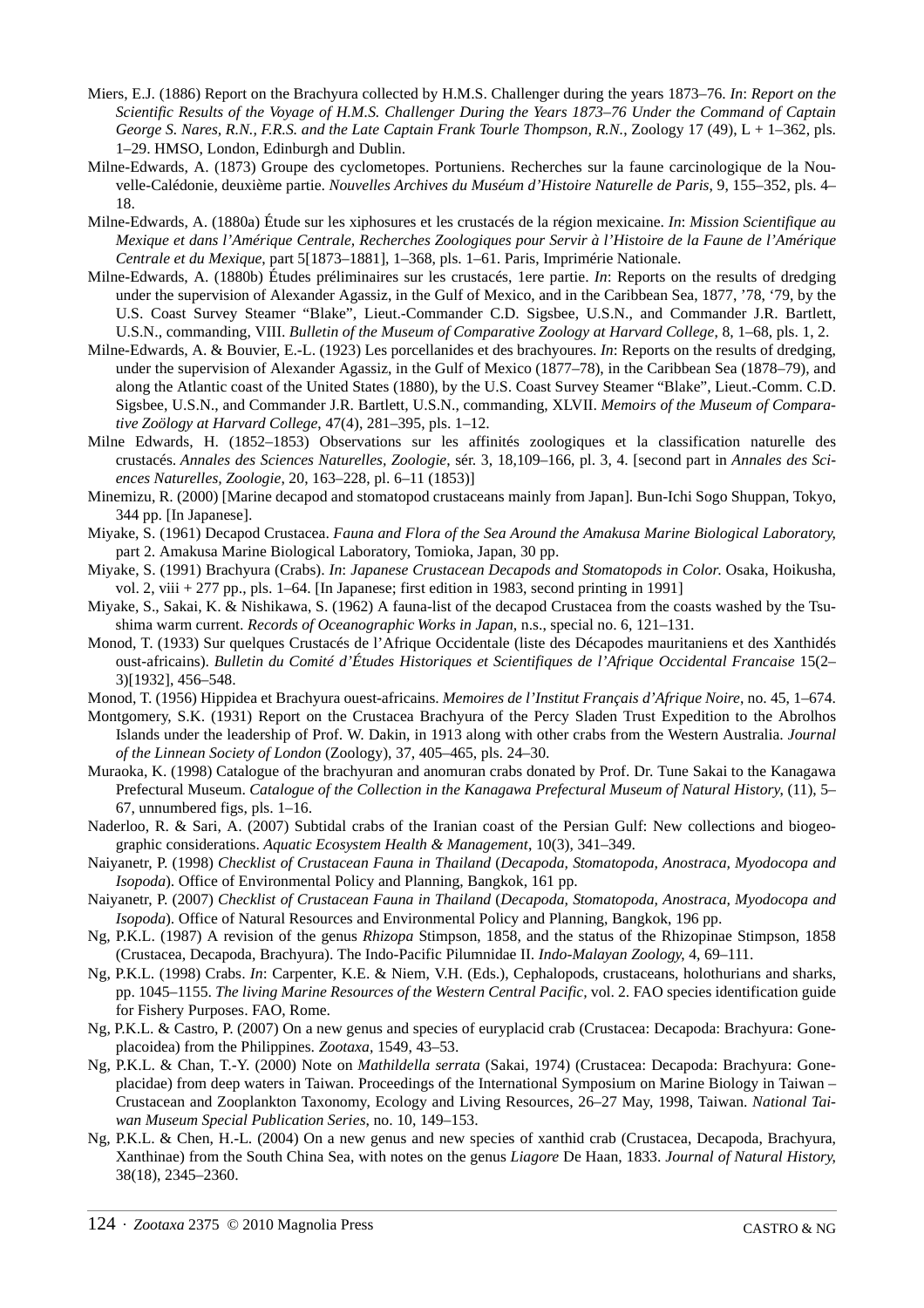Miers, E.J. (1886) Report on the Brachyura collected by H.M.S. Challenger during the years 1873–76. *In*: *Report on the Scientific Results of the Voyage of H.M.S. Challenger During the Years 1873–76 Under the Command of Captain George S. Nares, R.N., F.R.S. and the Late Captain Frank Tourle Thompson, R.N.*, Zoology 17 (49), L + 1–362, pls. 1–29. HMSO, London, Edinburgh and Dublin.

Milne-Edwards, A. (1873) Groupe des cyclometopes. Portuniens. Recherches sur la faune carcinologique de la Nouvelle-Calédonie, deuxième partie. *Nouvelles Archives du Muséum d'Histoire Naturelle de Paris*, 9, 155–352, pls. 4–18.

Milne-Edwards, A. (1880a) Étude sur les xiphosures et les crustacés de la région mexicaine. *In*: *Mission Scientifique au Mexique et dans l'Amérique Centrale, Recherches Zoologiques pour Servir à l'Histoire de la Faune de l'Amérique Centrale et du Mexique*, part 5[1873–1881], 1–368, pls. 1–61. Paris, Imprimérie Nationale.

Milne-Edwards, A. (1880b) Études préliminaires sur les crustacés, 1ere partie. *In*: Reports on the results of dredging under the supervision of Alexander Agassiz, in the Gulf of Mexico, and in the Caribbean Sea, 1877, '78, '79, by the U.S. Coast Survey Steamer "Blake", Lieut.-Commander C.D. Sigsbee, U.S.N., and Commander J.R. Bartlett, U.S.N., commanding, VIII. *Bulletin of the Museum of Comparative Zoology at Harvard College*, 8, 1–68, pls. 1, 2.

Milne-Edwards, A. & Bouvier, E.-L. (1923) Les porcellanides et des brachyoures. *In*: Reports on the results of dredging, under the supervision of Alexander Agassiz, in the Gulf of Mexico (1877–78), in the Caribbean Sea (1878–79), and along the Atlantic coast of the United States (1880), by the U.S. Coast Survey Steamer "Blake", Lieut.-Comm. C.D. Sigsbee, U.S.N., and Commander J.R. Bartlett, U.S.N., commanding, XLVII. *Memoirs of the Museum of Comparative Zoölogy at Harvard College*, 47(4), 281–395, pls. 1–12.

Milne Edwards, H. (1852–1853) Observations sur les affinités zoologiques et la classification naturelle des crustacés. *Annales des Sciences Naturelles, Zoologie*, sér. 3, 18,109–166, pl. 3, 4. [second part in *Annales des Sciences Naturelles, Zoologie*, 20, 163–228, pl. 6–11 (1853)]

Minemizu, R. (2000) [Marine decapod and stomatopod crustaceans mainly from Japan]. Bun-Ichi Sogo Shuppan, Tokyo, 344 pp. [In Japanese].

Miyake, S. (1961) Decapod Crustacea. *Fauna and Flora of the Sea Around the Amakusa Marine Biological Laboratory*, part 2. Amakusa Marine Biological Laboratory, Tomioka, Japan, 30 pp.

Miyake, S. (1991) Brachyura (Crabs). *In*: *Japanese Crustacean Decapods and Stomatopods in Color.* Osaka, Hoikusha, vol. 2, viii + 277 pp., pls. 1–64. [In Japanese; first edition in 1983, second printing in 1991]

Miyake, S., Sakai, K. & Nishikawa, S. (1962) A fauna-list of the decapod Crustacea from the coasts washed by the Tsushima warm current. *Records of Oceanographic Works in Japan*, n.s., special no. 6, 121–131.

Monod, T. (1933) Sur quelques Crustacés de l'Afrique Occidentale (liste des Décapodes mauritaniens et des Xanthidés oust-africains). *Bulletin du Comité d'Études Historiques et Scientifiques de l'Afrique Occidental Francaise* 15(2–3)[1932], 456–548.

Monod, T. (1956) Hippidea et Brachyura ouest-africains. *Memoires de l'Institut Français d'Afrique Noire*, no. 45, 1–674.

Montgomery, S.K. (1931) Report on the Crustacea Brachyura of the Percy Sladen Trust Expedition to the Abrolhos Islands under the leadership of Prof. W. Dakin, in 1913 along with other crabs from the Western Australia. *Journal of the Linnean Society of London* (Zoology), 37, 405–465, pls. 24–30.

Muraoka, K. (1998) Catalogue of the brachyuran and anomuran crabs donated by Prof. Dr. Tune Sakai to the Kanagawa Prefectural Museum. *Catalogue of the Collection in the Kanagawa Prefectural Museum of Natural History,* (11), 5–67, unnumbered figs, pls. 1–16.

Naderloo, R. & Sari, A. (2007) Subtidal crabs of the Iranian coast of the Persian Gulf: New collections and biogeographic considerations. *Aquatic Ecosystem Health & Management*, 10(3), 341–349.

Naiyanetr, P. (1998) *Checklist of Crustacean Fauna in Thailand* (*Decapoda, Stomatopoda, Anostraca, Myodocopa and Isopoda*). Office of Environmental Policy and Planning, Bangkok, 161 pp.

Naiyanetr, P. (2007) *Checklist of Crustacean Fauna in Thailand* (*Decapoda, Stomatopoda, Anostraca, Myodocopa and Isopoda*). Office of Natural Resources and Environmental Policy and Planning, Bangkok, 196 pp.

Ng, P.K.L. (1987) A revision of the genus *Rhizopa* Stimpson, 1858, and the status of the Rhizopinae Stimpson, 1858 (Crustacea, Decapoda, Brachyura). The Indo-Pacific Pilumnidae II. *Indo-Malayan Zoology*, 4, 69–111.

Ng, P.K.L. (1998) Crabs. *In*: Carpenter, K.E. & Niem, V.H. (Eds.), Cephalopods, crustaceans, holothurians and sharks, pp. 1045–1155. *The living Marine Resources of the Western Central Pacific,* vol. 2. FAO species identification guide for Fishery Purposes. FAO, Rome.

Ng, P.K.L. & Castro, P. (2007) On a new genus and species of euryplacid crab (Crustacea: Decapoda: Brachyura: Goneplacoidea) from the Philippines. *Zootaxa,* 1549, 43–53.

Ng, P.K.L. & Chan, T.-Y. (2000) Note on *Mathildella serrata* (Sakai, 1974) (Crustacea: Decapoda: Brachyura: Goneplacidae) from deep waters in Taiwan. Proceedings of the International Symposium on Marine Biology in Taiwan – Crustacean and Zooplankton Taxonomy, Ecology and Living Resources, 26–27 May, 1998, Taiwan. *National Taiwan Museum Special Publication Series*, no. 10, 149–153.

Ng, P.K.L. & Chen, H.-L. (2004) On a new genus and new species of xanthid crab (Crustacea, Decapoda, Brachyura, Xanthinae) from the South China Sea, with notes on the genus *Liagore* De Haan, 1833. *Journal of Natural History*, 38(18), 2345–2360.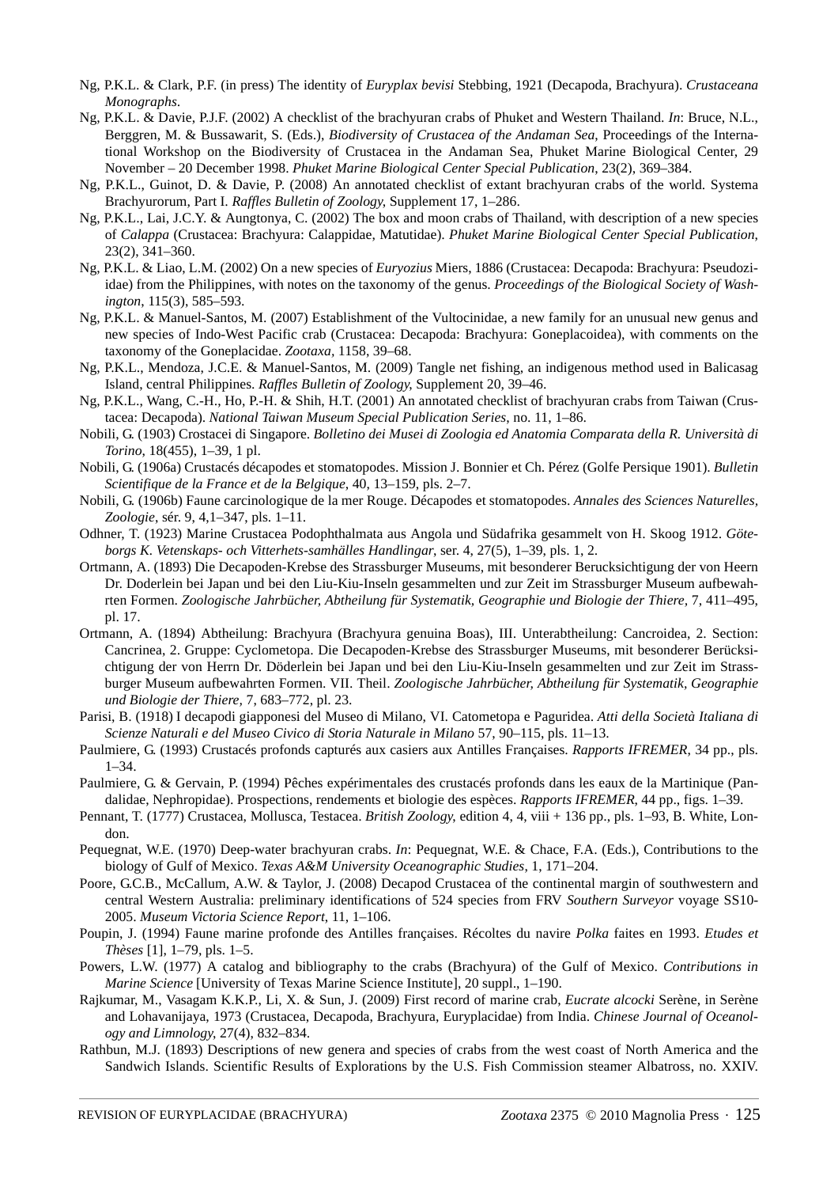Ng, P.K.L. & Clark, P.F. (in press) The identity of *Euryplax bevisi* Stebbing, 1921 (Decapoda, Brachyura). *Crustaceana Monographs*.

Ng, P.K.L. & Davie, P.J.F. (2002) A checklist of the brachyuran crabs of Phuket and Western Thailand. *In*: Bruce, N.L., Berggren, M. & Bussawarit, S. (Eds.), *Biodiversity of Crustacea of the Andaman Sea*, Proceedings of the International Workshop on the Biodiversity of Crustacea in the Andaman Sea, Phuket Marine Biological Center, 29 November – 20 December 1998. *Phuket Marine Biological Center Special Publication*, 23(2), 369–384.

Ng, P.K.L., Guinot, D. & Davie, P. (2008) An annotated checklist of extant brachyuran crabs of the world. Systema Brachyurorum, Part I. *Raffles Bulletin of Zoology*, Supplement 17, 1–286.

Ng, P.K.L., Lai, J.C.Y. & Aungtonya, C. (2002) The box and moon crabs of Thailand, with description of a new species of *Calappa* (Crustacea: Brachyura: Calappidae, Matutidae). *Phuket Marine Biological Center Special Publication*, 23(2), 341–360.

Ng, P.K.L. & Liao, L.M. (2002) On a new species of *Euryozius* Miers, 1886 (Crustacea: Decapoda: Brachyura: Pseudoziidae) from the Philippines, with notes on the taxonomy of the genus. *Proceedings of the Biological Society of Washington*, 115(3), 585–593.

Ng, P.K.L. & Manuel-Santos, M. (2007) Establishment of the Vultocinidae, a new family for an unusual new genus and new species of Indo-West Pacific crab (Crustacea: Decapoda: Brachyura: Goneplacoidea), with comments on the taxonomy of the Goneplacidae. *Zootaxa*, 1158, 39–68.

Ng, P.K.L., Mendoza, J.C.E. & Manuel-Santos, M. (2009) Tangle net fishing, an indigenous method used in Balicasag Island, central Philippines. *Raffles Bulletin of Zoology*, Supplement 20, 39–46.

Ng, P.K.L., Wang, C.-H., Ho, P.-H. & Shih, H.T. (2001) An annotated checklist of brachyuran crabs from Taiwan (Crustacea: Decapoda). *National Taiwan Museum Special Publication Series*, no. 11, 1–86.

Nobili, G. (1903) Crostacei di Singapore. *Bolletino dei Musei di Zoologia ed Anatomia Comparata della R. Università di Torino*, 18(455), 1–39, 1 pl.

Nobili, G. (1906a) Crustacés décapodes et stomatopodes. Mission J. Bonnier et Ch. Pérez (Golfe Persique 1901). *Bulletin Scientifique de la France et de la Belgique*, 40, 13–159, pls. 2–7.

Nobili, G. (1906b) Faune carcinologique de la mer Rouge. Décapodes et stomatopodes. *Annales des Sciences Naturelles, Zoologie*, sér. 9, 4,1–347, pls. 1–11.

Odhner, T. (1923) Marine Crustacea Podophthalmata aus Angola und Südafrika gesammelt von H. Skoog 1912. *Göteborgs K. Vetenskaps- och Vitterhets-samhälles Handlingar*, ser. 4, 27(5), 1–39, pls. 1, 2.

Ortmann, A. (1893) Die Decapoden-Krebse des Strassburger Museums, mit besonderer Berucksichtigung der von Heern Dr. Doderlein bei Japan und bei den Liu-Kiu-Inseln gesammelten und zur Zeit im Strassburger Museum aufbewahrten Formen. *Zoologische Jahrbücher, Abtheilung für Systematik, Geographie und Biologie der Thiere*, 7, 411–495, pl. 17.

Ortmann, A. (1894) Abtheilung: Brachyura (Brachyura genuina Boas), III. Unterabtheilung: Cancroidea, 2. Section: Cancrinea, 2. Gruppe: Cyclometopa. Die Decapoden-Krebse des Strassburger Museums, mit besonderer Berücksichtigung der von Herrn Dr. Döderlein bei Japan und bei den Liu-Kiu-Inseln gesammelten und zur Zeit im Strassburger Museum aufbewahrten Formen. VII. Theil. *Zoologische Jahrbücher, Abtheilung für Systematik, Geographie und Biologie der Thiere*, 7, 683–772, pl. 23.

Parisi, B. (1918) I decapodi giapponesi del Museo di Milano, VI. Catometopa e Paguridea. *Atti della Società Italiana di Scienze Naturali e del Museo Civico di Storia Naturale in Milano* 57, 90–115, pls. 11–13.

Paulmiere, G. (1993) Crustacés profonds capturés aux casiers aux Antilles Françaises. *Rapports IFREMER*, 34 pp., pls. 1–34.

Paulmiere, G. & Gervain, P. (1994) Pêches expérimentales des crustacés profonds dans les eaux de la Martinique (Pandalidae, Nephropidae). Prospections, rendements et biologie des espèces. *Rapports IFREMER*, 44 pp., figs. 1–39.

Pennant, T. (1777) Crustacea, Mollusca, Testacea. *British Zoology*, edition 4, 4, viii + 136 pp., pls. 1–93, B. White, London.

Pequegnat, W.E. (1970) Deep-water brachyuran crabs. *In*: Pequegnat, W.E. & Chace, F.A. (Eds.), Contributions to the biology of Gulf of Mexico. *Texas A&M University Oceanographic Studies*, 1, 171–204.

Poore, G.C.B., McCallum, A.W. & Taylor, J. (2008) Decapod Crustacea of the continental margin of southwestern and central Western Australia: preliminary identifications of 524 species from FRV *Southern Surveyor* voyage SS10-2005. *Museum Victoria Science Report*, 11, 1–106.

Poupin, J. (1994) Faune marine profonde des Antilles françaises. Récoltes du navire *Polka* faites en 1993. *Etudes et Thèses* [1], 1–79, pls. 1–5.

Powers, L.W. (1977) A catalog and bibliography to the crabs (Brachyura) of the Gulf of Mexico. *Contributions in Marine Science* [University of Texas Marine Science Institute], 20 suppl., 1–190.

Rajkumar, M., Vasagam K.K.P., Li, X. & Sun, J. (2009) First record of marine crab, *Eucrate alcocki* Serène, in Serène and Lohavanijaya, 1973 (Crustacea, Decapoda, Brachyura, Euryplacidae) from India. *Chinese Journal of Oceanology and Limnology*, 27(4), 832–834.

Rathbun, M.J. (1893) Descriptions of new genera and species of crabs from the west coast of North America and the Sandwich Islands. Scientific Results of Explorations by the U.S. Fish Commission steamer Albatross, no. XXIV.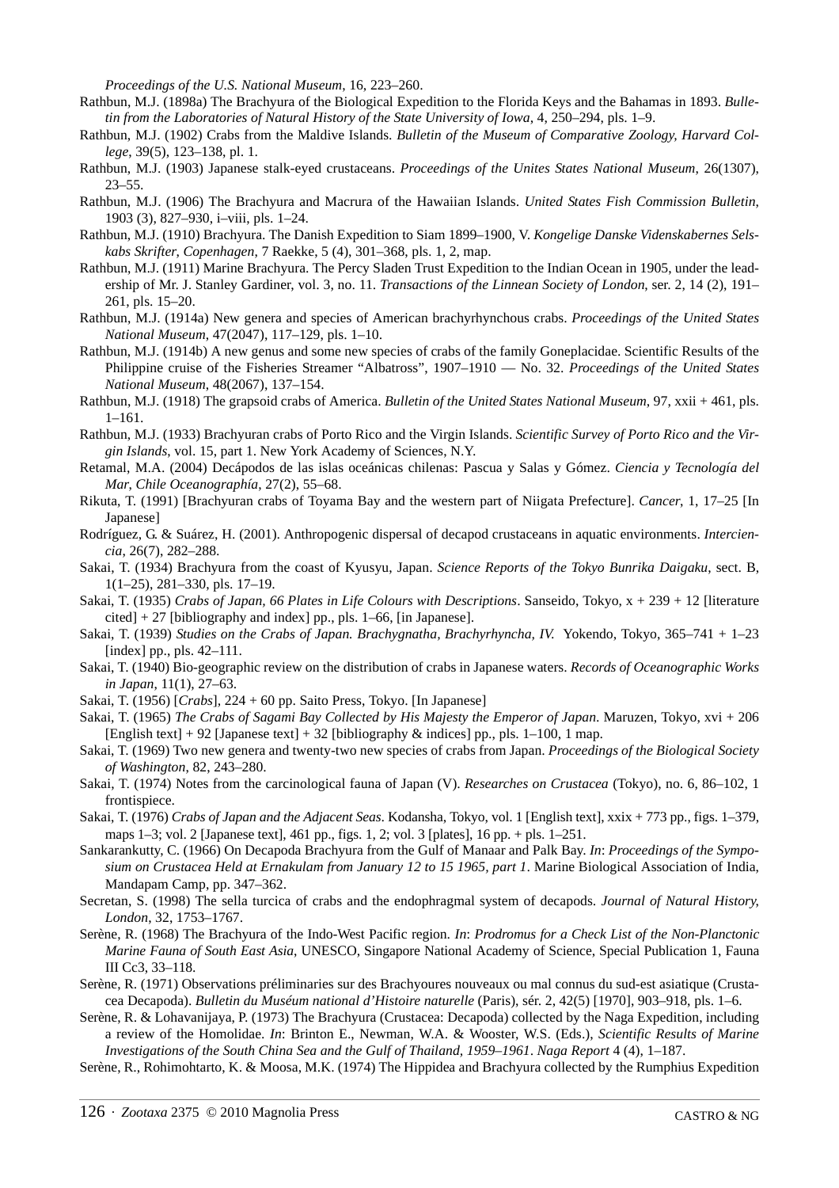*Proceedings of the U.S. National Museum*, 16, 223–260.

Rathbun, M.J. (1898a) The Brachyura of the Biological Expedition to the Florida Keys and the Bahamas in 1893. *Bulletin from the Laboratories of Natural History of the State University of Iowa*, 4, 250–294, pls. 1–9.

Rathbun, M.J. (1902) Crabs from the Maldive Islands. *Bulletin of the Museum of Comparative Zoology, Harvard College*, 39(5), 123–138, pl. 1.

Rathbun, M.J. (1903) Japanese stalk-eyed crustaceans. *Proceedings of the Unites States National Museum*, 26(1307), 23–55.

Rathbun, M.J. (1906) The Brachyura and Macrura of the Hawaiian Islands. *United States Fish Commission Bulletin*, 1903 (3), 827–930, i–viii, pls. 1–24.

Rathbun, M.J. (1910) Brachyura. The Danish Expedition to Siam 1899–1900, V. *Kongelige Danske Videnskabernes Selskabs Skrifter, Copenhagen*, 7 Raekke, 5 (4), 301–368, pls. 1, 2, map.

Rathbun, M.J. (1911) Marine Brachyura. The Percy Sladen Trust Expedition to the Indian Ocean in 1905, under the leadership of Mr. J. Stanley Gardiner, vol. 3, no. 11. *Transactions of the Linnean Society of London*, ser. 2, 14 (2), 191–261, pls. 15–20.

Rathbun, M.J. (1914a) New genera and species of American brachyrhynchous crabs. *Proceedings of the United States National Museum*, 47(2047), 117–129, pls. 1–10.

Rathbun, M.J. (1914b) A new genus and some new species of crabs of the family Goneplacidae. Scientific Results of the Philippine cruise of the Fisheries Streamer "Albatross", 1907–1910 — No. 32. *Proceedings of the United States National Museum*, 48(2067), 137–154.

Rathbun, M.J. (1918) The grapsoid crabs of America. *Bulletin of the United States National Museum*, 97, xxii + 461, pls. 1–161.

Rathbun, M.J. (1933) Brachyuran crabs of Porto Rico and the Virgin Islands. *Scientific Survey of Porto Rico and the Virgin Islands*, vol. 15, part 1. New York Academy of Sciences, N.Y.

Retamal, M.A. (2004) Decápodos de las islas oceánicas chilenas: Pascua y Salas y Gómez. *Ciencia y Tecnología del Mar, Chile Oceanographía*, 27(2), 55–68.

Rikuta, T. (1991) [Brachyuran crabs of Toyama Bay and the western part of Niigata Prefecture]. *Cancer*, 1, 17–25 [In Japanese]

Rodríguez, G. & Suárez, H. (2001). Anthropogenic dispersal of decapod crustaceans in aquatic environments. *Interciencia*, 26(7), 282–288.

Sakai, T. (1934) Brachyura from the coast of Kyusyu, Japan. *Science Reports of the Tokyo Bunrika Daigaku*, sect. B, 1(1–25), 281–330, pls. 17–19.

Sakai, T. (1935) *Crabs of Japan, 66 Plates in Life Colours with Descriptions*. Sanseido, Tokyo, x + 239 + 12 [literature cited] + 27 [bibliography and index] pp., pls. 1–66, [in Japanese].

Sakai, T. (1939) *Studies on the Crabs of Japan. Brachygnatha, Brachyrhyncha, IV.* Yokendo, Tokyo, 365–741 + 1–23 [index] pp., pls. 42–111.

Sakai, T. (1940) Bio-geographic review on the distribution of crabs in Japanese waters. *Records of Oceanographic Works in Japan*, 11(1), 27–63.

Sakai, T. (1956) [*Crabs*], 224 + 60 pp. Saito Press, Tokyo. [In Japanese]

Sakai, T. (1965) *The Crabs of Sagami Bay Collected by His Majesty the Emperor of Japan*. Maruzen, Tokyo, xvi + 206 [English text] + 92 [Japanese text] + 32 [bibliography & indices] pp., pls. 1–100, 1 map.

Sakai, T. (1969) Two new genera and twenty-two new species of crabs from Japan. *Proceedings of the Biological Society of Washington*, 82, 243–280.

Sakai, T. (1974) Notes from the carcinological fauna of Japan (V). *Researches on Crustacea* (Tokyo), no. 6, 86–102, 1 frontispiece.

Sakai, T. (1976) *Crabs of Japan and the Adjacent Seas*. Kodansha, Tokyo, vol. 1 [English text], xxix + 773 pp., figs. 1–379, maps 1–3; vol. 2 [Japanese text], 461 pp., figs. 1, 2; vol. 3 [plates], 16 pp. + pls. 1–251.

Sankarankutty, C. (1966) On Decapoda Brachyura from the Gulf of Manaar and Palk Bay. *In*: *Proceedings of the Symposium on Crustacea Held at Ernakulam from January 12 to 15 1965, part 1*. Marine Biological Association of India, Mandapam Camp, pp. 347–362.

Secretan, S. (1998) The sella turcica of crabs and the endophragmal system of decapods. *Journal of Natural History, London*, 32, 1753–1767.

Serène, R. (1968) The Brachyura of the Indo-West Pacific region. *In*: *Prodromus for a Check List of the Non-Planctonic Marine Fauna of South East Asia*, UNESCO, Singapore National Academy of Science, Special Publication 1, Fauna III Cc3, 33–118.

Serène, R. (1971) Observations préliminaries sur des Brachyoures nouveaux ou mal connus du sud-est asiatique (Crustacea Decapoda). *Bulletin du Muséum national d'Histoire naturelle* (Paris), sér. 2, 42(5) [1970], 903–918, pls. 1–6.

Serène, R. & Lohavanijaya, P. (1973) The Brachyura (Crustacea: Decapoda) collected by the Naga Expedition, including a review of the Homolidae. *In*: Brinton E., Newman, W.A. & Wooster, W.S. (Eds.), *Scientific Results of Marine Investigations of the South China Sea and the Gulf of Thailand, 1959–1961*. *Naga Report* 4 (4), 1–187.

Serène, R., Rohimohtarto, K. & Moosa, M.K. (1974) The Hippidea and Brachyura collected by the Rumphius Expedition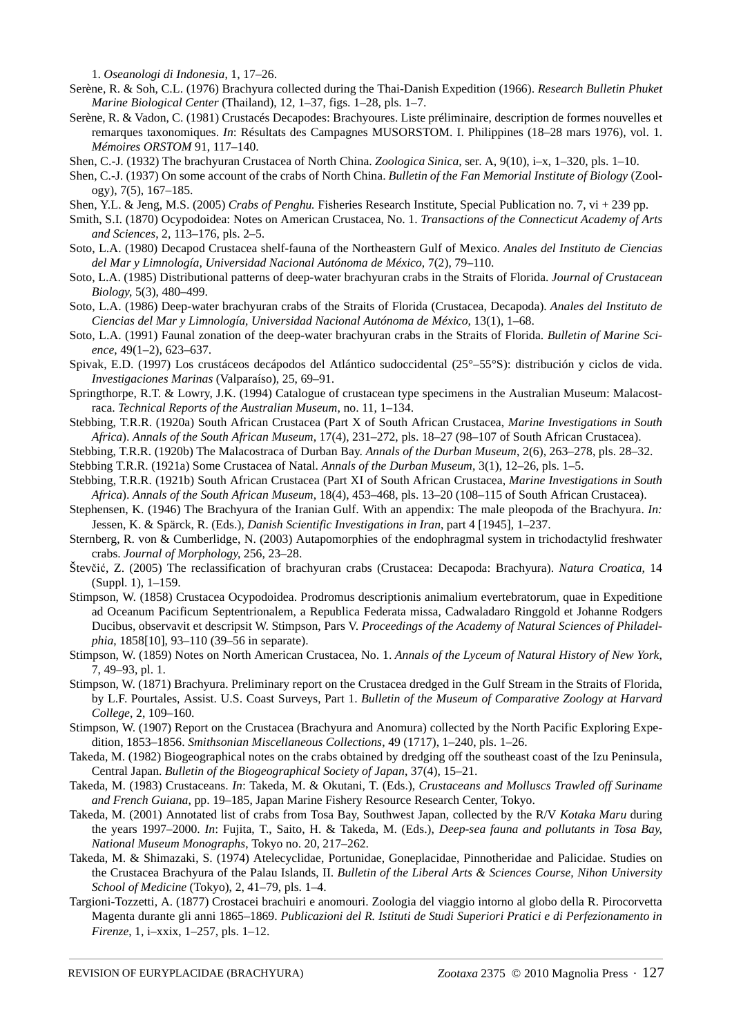1. *Oseanologi di Indonesia*, 1, 17–26.

Serène, R. & Soh, C.L. (1976) Brachyura collected during the Thai-Danish Expedition (1966). *Research Bulletin Phuket Marine Biological Center* (Thailand), 12, 1–37, figs. 1–28, pls. 1–7.

Serène, R. & Vadon, C. (1981) Crustacés Decapodes: Brachyoures. Liste préliminaire, description de formes nouvelles et remarques taxonomiques. *In*: Résultats des Campagnes MUSORSTOM. I. Philippines (18–28 mars 1976), vol. 1. *Mémoires ORSTOM* 91, 117–140.

Shen, C.-J. (1932) The brachyuran Crustacea of North China. *Zoologica Sinica*, ser. A, 9(10), i–x, 1–320, pls. 1–10.

Shen, C.-J. (1937) On some account of the crabs of North China. *Bulletin of the Fan Memorial Institute of Biology* (Zoology), 7(5), 167–185.

Shen, Y.L. & Jeng, M.S. (2005) *Crabs of Penghu.* Fisheries Research Institute, Special Publication no. 7, vi + 239 pp.

Smith, S.I. (1870) Ocypodoidea: Notes on American Crustacea, No. 1. *Transactions of the Connecticut Academy of Arts and Sciences*, 2, 113–176, pls. 2–5.

Soto, L.A. (1980) Decapod Crustacea shelf-fauna of the Northeastern Gulf of Mexico. *Anales del Instituto de Ciencias del Mar y Limnología, Universidad Nacional Autónoma de México*, 7(2), 79–110.

Soto, L.A. (1985) Distributional patterns of deep-water brachyuran crabs in the Straits of Florida. *Journal of Crustacean Biology*, 5(3), 480–499.

Soto, L.A. (1986) Deep-water brachyuran crabs of the Straits of Florida (Crustacea, Decapoda). *Anales del Instituto de Ciencias del Mar y Limnología, Universidad Nacional Autónoma de México*, 13(1), 1–68.

Soto, L.A. (1991) Faunal zonation of the deep-water brachyuran crabs in the Straits of Florida. *Bulletin of Marine Science*, 49(1–2), 623–637.

Spivak, E.D. (1997) Los crustáceos decápodos del Atlántico sudoccidental (25°–55°S): distribución y ciclos de vida. *Investigaciones Marinas* (Valparaíso), 25, 69–91.

Springthorpe, R.T. & Lowry, J.K. (1994) Catalogue of crustacean type specimens in the Australian Museum: Malacostraca. *Technical Reports of the Australian Museum*, no. 11, 1–134.

Stebbing, T.R.R. (1920a) South African Crustacea (Part X of South African Crustacea, *Marine Investigations in South Africa*). *Annals of the South African Museum*, 17(4), 231–272, pls. 18–27 (98–107 of South African Crustacea).

Stebbing, T.R.R. (1920b) The Malacostraca of Durban Bay. *Annals of the Durban Museum*, 2(6), 263–278, pls. 28–32.

Stebbing T.R.R. (1921a) Some Crustacea of Natal. *Annals of the Durban Museum*, 3(1), 12–26, pls. 1–5.

Stebbing, T.R.R. (1921b) South African Crustacea (Part XI of South African Crustacea, *Marine Investigations in South Africa*). *Annals of the South African Museum*, 18(4), 453–468, pls. 13–20 (108–115 of South African Crustacea).

Stephensen, K. (1946) The Brachyura of the Iranian Gulf. With an appendix: The male pleopoda of the Brachyura. *In:* Jessen, K. & Spärck, R. (Eds.), *Danish Scientific Investigations in Iran*, part 4 [1945], 1–237.

Sternberg, R. von & Cumberlidge, N. (2003) Autapomorphies of the endophragmal system in trichodactylid freshwater crabs. *Journal of Morphology*, 256, 23–28.

Števčić, Z. (2005) The reclassification of brachyuran crabs (Crustacea: Decapoda: Brachyura). *Natura Croatica*, 14 (Suppl. 1), 1–159.

Stimpson, W. (1858) Crustacea Ocypodoidea. Prodromus descriptionis animalium evertebratorum, quae in Expeditione ad Oceanum Pacificum Septentrionalem, a Republica Federata missa, Cadwaladaro Ringgold et Johanne Rodgers Ducibus, observavit et descripsit W. Stimpson, Pars V. *Proceedings of the Academy of Natural Sciences of Philadelphia*, 1858[10], 93–110 (39–56 in separate).

Stimpson, W. (1859) Notes on North American Crustacea, No. 1. *Annals of the Lyceum of Natural History of New York*, 7, 49–93, pl. 1.

Stimpson, W. (1871) Brachyura. Preliminary report on the Crustacea dredged in the Gulf Stream in the Straits of Florida, by L.F. Pourtales, Assist. U.S. Coast Surveys, Part 1. *Bulletin of the Museum of Comparative Zoology at Harvard College*, 2, 109–160.

Stimpson, W. (1907) Report on the Crustacea (Brachyura and Anomura) collected by the North Pacific Exploring Expedition, 1853–1856. *Smithsonian Miscellaneous Collections*, 49 (1717), 1–240, pls. 1–26.

Takeda, M. (1982) Biogeographical notes on the crabs obtained by dredging off the southeast coast of the Izu Peninsula, Central Japan. *Bulletin of the Biogeographical Society of Japan*, 37(4), 15–21.

Takeda, M. (1983) Crustaceans. *In*: Takeda, M. & Okutani, T. (Eds.), *Crustaceans and Molluscs Trawled off Suriname and French Guiana*, pp. 19–185, Japan Marine Fishery Resource Research Center, Tokyo.

Takeda, M. (2001) Annotated list of crabs from Tosa Bay, Southwest Japan, collected by the R/V *Kotaka Maru* during the years 1997–2000. *In*: Fujita, T., Saito, H. & Takeda, M. (Eds.), *Deep-sea fauna and pollutants in Tosa Bay, National Museum Monographs*, Tokyo no. 20, 217–262.

Takeda, M. & Shimazaki, S. (1974) Atelecyclidae, Portunidae, Goneplacidae, Pinnotheridae and Palicidae. Studies on the Crustacea Brachyura of the Palau Islands, II. *Bulletin of the Liberal Arts & Sciences Course, Nihon University School of Medicine* (Tokyo), 2, 41–79, pls. 1–4.

Targioni-Tozzetti, A. (1877) Crostacei brachiuri e anomouri. Zoologia del viaggio intorno al globo della R. Pirocorvetta Magenta durante gli anni 1865–1869. *Publicazioni del R. Istituti de Studi Superiori Pratici e di Perfezionamento in Firenze*, 1, i–xxix, 1–257, pls. 1–12.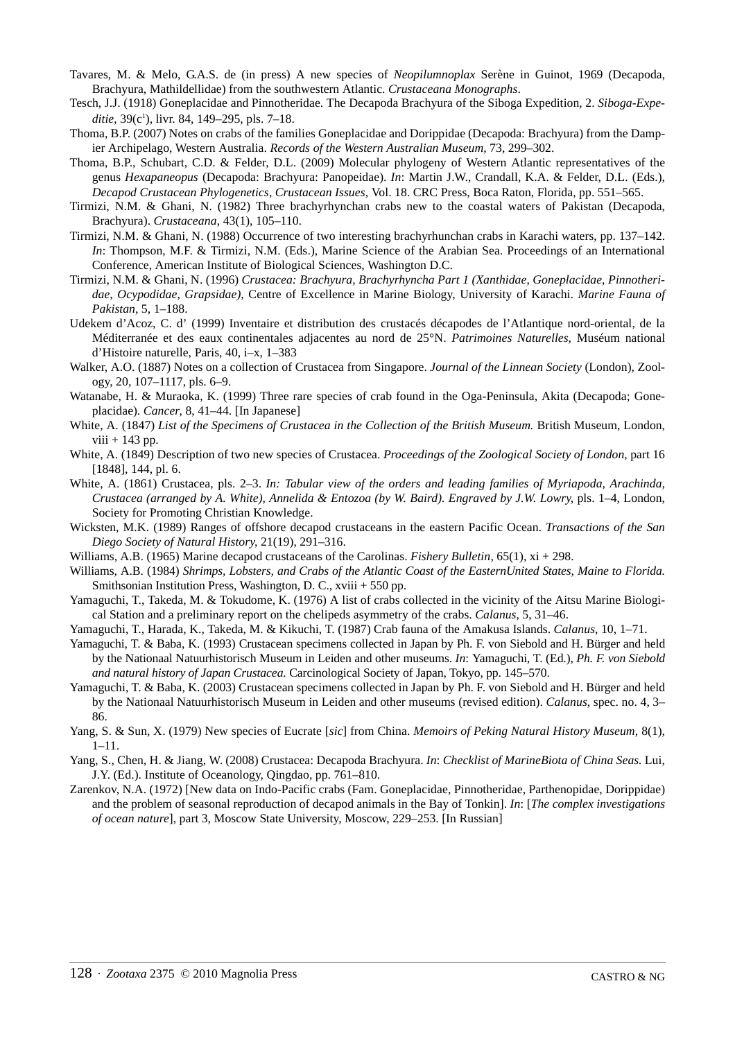Tavares, M. & Melo, G.A.S. de (in press) A new species of *Neopilumnoplax* Serène in Guinot, 1969 (Decapoda, Brachyura, Mathildellidae) from the southwestern Atlantic. *Crustaceana Monographs*.

Tesch, J.J. (1918) Goneplacidae and Pinnotheridae. The Decapoda Brachyura of the Siboga Expedition, 2. *Siboga-Expeditie*, 39(c[1]), livr. 84, 149–295, pls. 7–18.

Thoma, B.P. (2007) Notes on crabs of the families Goneplacidae and Dorippidae (Decapoda: Brachyura) from the Dampier Archipelago, Western Australia. *Records of the Western Australian Museum*, 73, 299–302.

Thoma, B.P., Schubart, C.D. & Felder, D.L. (2009) Molecular phylogeny of Western Atlantic representatives of the genus *Hexapaneopus* (Decapoda: Brachyura: Panopeidae). *In*: Martin J.W., Crandall, K.A. & Felder, D.L. (Eds.), *Decapod Crustacean Phylogenetics*, *Crustacean Issues*, Vol. 18. CRC Press, Boca Raton, Florida, pp. 551–565.

Tirmizi, N.M. & Ghani, N. (1982) Three brachyrhynchan crabs new to the coastal waters of Pakistan (Decapoda, Brachyura). *Crustaceana*, 43(1), 105–110.

Tirmizi, N.M. & Ghani, N. (1988) Occurrence of two interesting brachyrhunchan crabs in Karachi waters, pp. 137–142. *In*: Thompson, M.F. & Tirmizi, N.M. (Eds.), Marine Science of the Arabian Sea. Proceedings of an International Conference, American Institute of Biological Sciences, Washington D.C.

Tirmizi, N.M. & Ghani, N. (1996) *Crustacea: Brachyura, Brachyrhyncha Part 1 (Xanthidae, Goneplacidae, Pinnotheridae, Ocypodidae, Grapsidae)*, Centre of Excellence in Marine Biology, University of Karachi. *Marine Fauna of Pakistan*, 5, 1–188.

Udekem d'Acoz, C. d' (1999) Inventaire et distribution des crustacés décapodes de l'Atlantique nord-oriental, de la Méditerranée et des eaux continentales adjacentes au nord de 25°N. *Patrimoines Naturelles*, Muséum national d'Histoire naturelle, Paris, 40, i–x, 1–383

Walker, A.O. (1887) Notes on a collection of Crustacea from Singapore. *Journal of the Linnean Society* (London), Zoology, 20, 107–1117, pls. 6–9.

Watanabe, H. & Muraoka, K. (1999) Three rare species of crab found in the Oga-Peninsula, Akita (Decapoda; Goneplacidae). *Cancer*, 8, 41–44. [In Japanese]

White, A. (1847) *List of the Specimens of Crustacea in the Collection of the British Museum.* British Museum, London, viii + 143 pp.

White, A. (1849) Description of two new species of Crustacea. *Proceedings of the Zoological Society of London*, part 16 [1848], 144, pl. 6.

White, A. (1861) Crustacea, pls. 2–3. *In: Tabular view of the orders and leading families of Myriapoda, Arachinda, Crustacea (arranged by A. White), Annelida & Entozoa (by W. Baird). Engraved by J.W. Lowry*, pls. 1–4, London, Society for Promoting Christian Knowledge.

Wicksten, M.K. (1989) Ranges of offshore decapod crustaceans in the eastern Pacific Ocean. *Transactions of the San Diego Society of Natural History*, 21(19), 291–316.

Williams, A.B. (1965) Marine decapod crustaceans of the Carolinas. *Fishery Bulletin*, 65(1), xi + 298.

Williams, A.B. (1984) *Shrimps, Lobsters, and Crabs of the Atlantic Coast of the EasternUnited States, Maine to Florida.* Smithsonian Institution Press, Washington, D. C., xviii + 550 pp.

Yamaguchi, T., Takeda, M. & Tokudome, K. (1976) A list of crabs collected in the vicinity of the Aitsu Marine Biological Station and a preliminary report on the chelipeds asymmetry of the crabs. *Calanus*, 5, 31–46.

Yamaguchi, T., Harada, K., Takeda, M. & Kikuchi, T. (1987) Crab fauna of the Amakusa Islands. *Calanus*, 10, 1–71.

Yamaguchi, T. & Baba, K. (1993) Crustacean specimens collected in Japan by Ph. F. von Siebold and H. Bürger and held by the Nationaal Natuurhistorisch Museum in Leiden and other museums. *In*: Yamaguchi, T. (Ed.), *Ph. F. von Siebold and natural history of Japan Crustacea.* Carcinological Society of Japan, Tokyo, pp. 145–570.

Yamaguchi, T. & Baba, K. (2003) Crustacean specimens collected in Japan by Ph. F. von Siebold and H. Bürger and held by the Nationaal Natuurhistorisch Museum in Leiden and other museums (revised edition). *Calanus*, spec. no. 4, 3–86.

Yang, S. & Sun, X. (1979) New species of Eucrate [*sic*] from China. *Memoirs of Peking Natural History Museum*, 8(1), 1–11.

Yang, S., Chen, H. & Jiang, W. (2008) Crustacea: Decapoda Brachyura. *In*: *Checklist of MarineBiota of China Seas.* Lui, J.Y. (Ed.). Institute of Oceanology, Qingdao, pp. 761–810.

Zarenkov, N.A. (1972) [New data on Indo-Pacific crabs (Fam. Goneplacidae, Pinnotheridae, Parthenopidae, Dorippidae) and the problem of seasonal reproduction of decapod animals in the Bay of Tonkin]. *In*: [*The complex investigations of ocean nature*], part 3, Moscow State University, Moscow, 229–253. [In Russian]